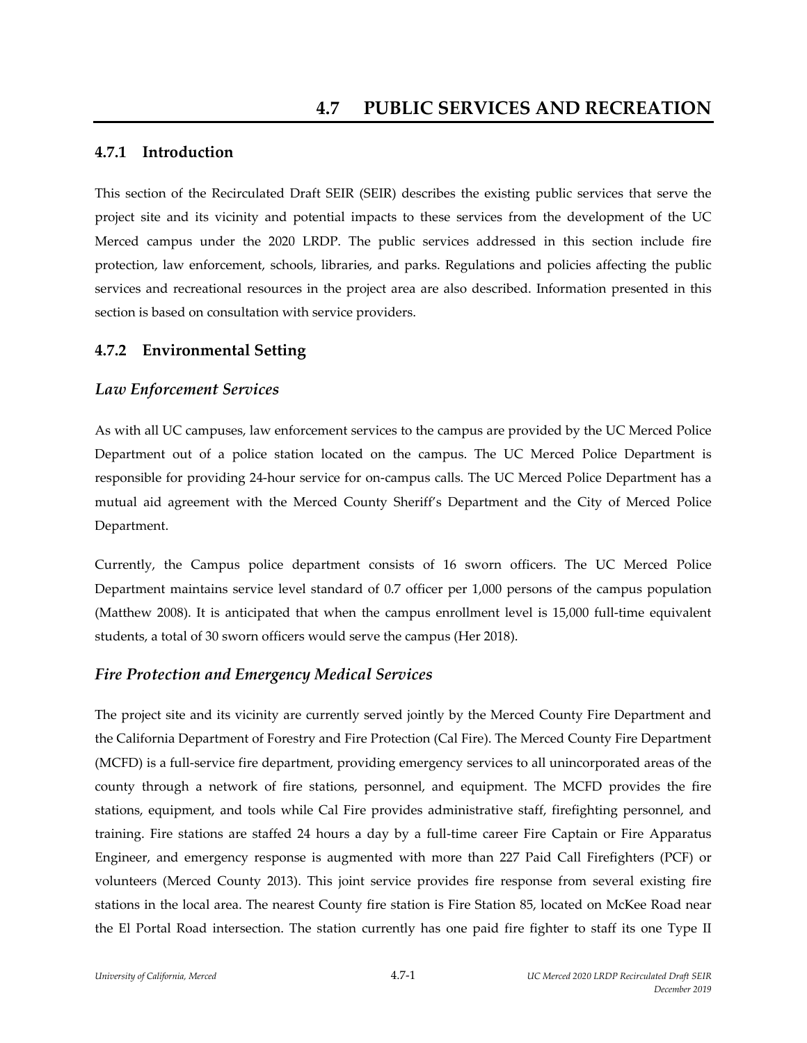# 4.7 PUBLIC SERVICES AND RECREATION

## 4.7.1 Introduction

This section of the Recirculated Draft SEIR (SEIR) describes the existing public services that serve the project site and its vicinity and potential impacts to these services from the development of the UC Merced campus under the 2020 LRDP. The public services addressed in this section include fire protection, law enforcement, schools, libraries, and parks. Regulations and policies affecting the public services and recreational resources in the project area are also described. Information presented in this section is based on consultation with service providers.

## 4.7.2 Environmental Setting

### *Law Enforcement Services*

As with all UC campuses, law enforcement services to the campus are provided by the UC Merced Police Department out of a police station located on the campus. The UC Merced Police Department is responsible for providing 24-hour service for on-campus calls. The UC Merced Police Department has a mutual aid agreement with the Merced County Sheriff's Department and the City of Merced Police Department.

Currently, the Campus police department consists of 16 sworn officers. The UC Merced Police Department maintains service level standard of 0.7 officer per 1,000 persons of the campus population (Matthew 2008). It is anticipated that when the campus enrollment level is 15,000 full-time equivalent students, a total of 30 sworn officers would serve the campus (Her 2018).

### *Fire Protection and Emergency Medical Services*

The project site and its vicinity are currently served jointly by the Merced County Fire Department and the California Department of Forestry and Fire Protection (Cal Fire). The Merced County Fire Department (MCFD) is a full-service fire department, providing emergency services to all unincorporated areas of the county through a network of fire stations, personnel, and equipment. The MCFD provides the fire stations, equipment, and tools while Cal Fire provides administrative staff, firefighting personnel, and training. Fire stations are staffed 24 hours a day by a full-time career Fire Captain or Fire Apparatus Engineer, and emergency response is augmented with more than 227 Paid Call Firefighters (PCF) or volunteers (Merced County 2013). This joint service provides fire response from several existing fire stations in the local area. The nearest County fire station is Fire Station 85, located on McKee Road near the El Portal Road intersection. The station currently has one paid fire fighter to staff its one Type II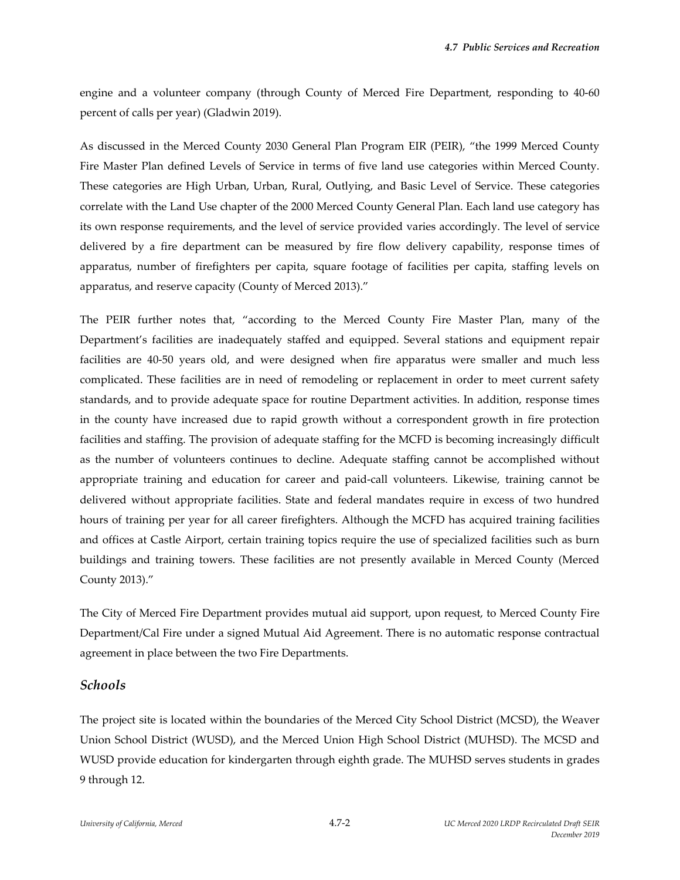engine and a volunteer company (through County of Merced Fire Department, responding to 40-60 percent of calls per year) (Gladwin 2019).

As discussed in the Merced County 2030 General Plan Program EIR (PEIR), "the 1999 Merced County Fire Master Plan defined Levels of Service in terms of five land use categories within Merced County. These categories are High Urban, Urban, Rural, Outlying, and Basic Level of Service. These categories correlate with the Land Use chapter of the 2000 Merced County General Plan. Each land use category has its own response requirements, and the level of service provided varies accordingly. The level of service delivered by a fire department can be measured by fire flow delivery capability, response times of apparatus, number of firefighters per capita, square footage of facilities per capita, staffing levels on apparatus, and reserve capacity (County of Merced 2013)."

The PEIR further notes that, "according to the Merced County Fire Master Plan, many of the Department's facilities are inadequately staffed and equipped. Several stations and equipment repair facilities are 40-50 years old, and were designed when fire apparatus were smaller and much less complicated. These facilities are in need of remodeling or replacement in order to meet current safety standards, and to provide adequate space for routine Department activities. In addition, response times in the county have increased due to rapid growth without a correspondent growth in fire protection facilities and staffing. The provision of adequate staffing for the MCFD is becoming increasingly difficult as the number of volunteers continues to decline. Adequate staffing cannot be accomplished without appropriate training and education for career and paid-call volunteers. Likewise, training cannot be delivered without appropriate facilities. State and federal mandates require in excess of two hundred hours of training per year for all career firefighters. Although the MCFD has acquired training facilities and offices at Castle Airport, certain training topics require the use of specialized facilities such as burn buildings and training towers. These facilities are not presently available in Merced County (Merced County 2013)."

The City of Merced Fire Department provides mutual aid support, upon request, to Merced County Fire Department/Cal Fire under a signed Mutual Aid Agreement. There is no automatic response contractual agreement in place between the two Fire Departments.

### *Schools*

The project site is located within the boundaries of the Merced City School District (MCSD), the Weaver Union School District (WUSD), and the Merced Union High School District (MUHSD). The MCSD and WUSD provide education for kindergarten through eighth grade. The MUHSD serves students in grades 9 through 12.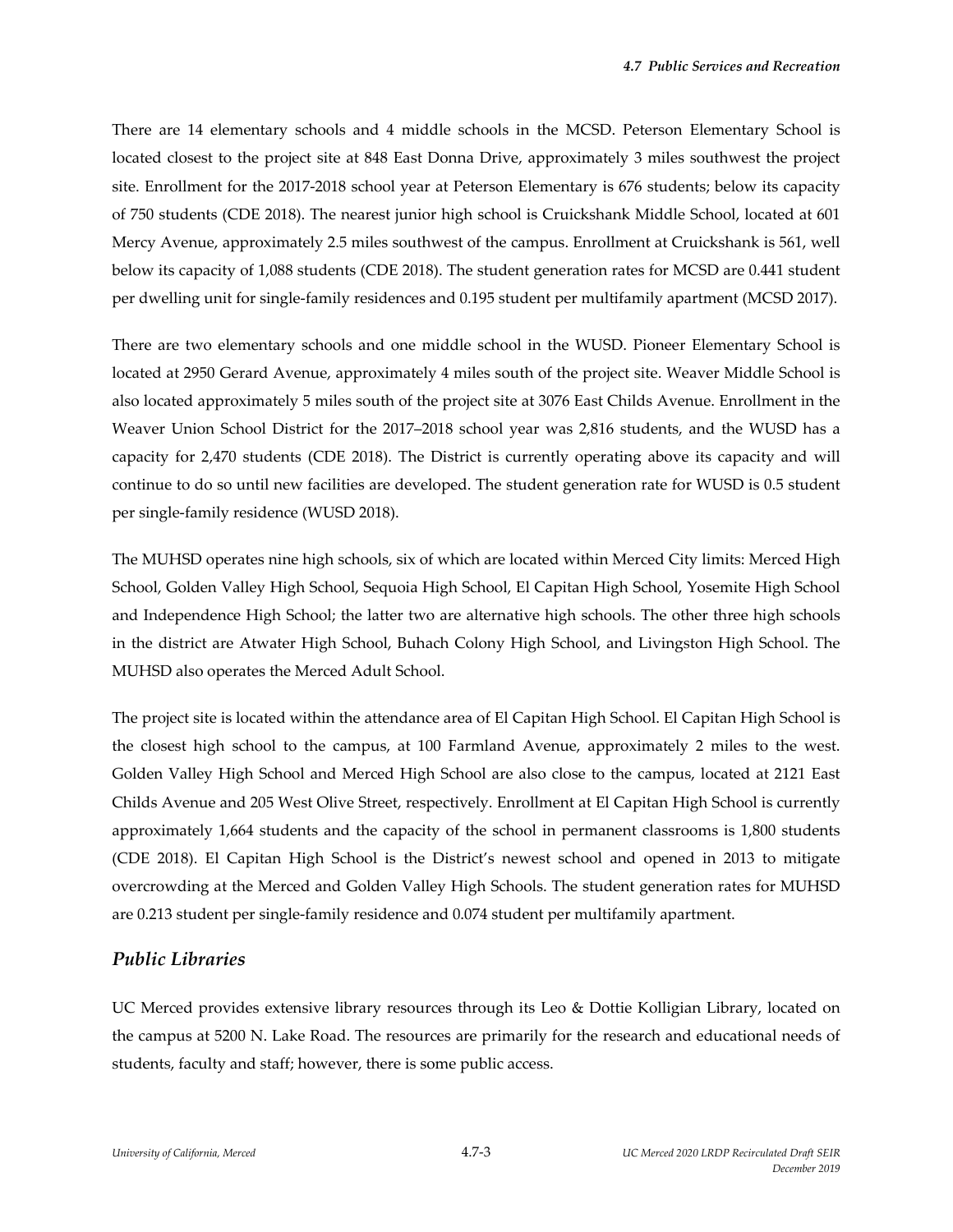There are 14 elementary schools and 4 middle schools in the MCSD. Peterson Elementary School is located closest to the project site at 848 East Donna Drive, approximately 3 miles southwest the project site. Enrollment for the 2017-2018 school year at Peterson Elementary is 676 students; below its capacity of 750 students (CDE 2018). The nearest junior high school is Cruickshank Middle School, located at 601 Mercy Avenue, approximately 2.5 miles southwest of the campus. Enrollment at Cruickshank is 561, well below its capacity of 1,088 students (CDE 2018). The student generation rates for MCSD are 0.441 student per dwelling unit for single-family residences and 0.195 student per multifamily apartment (MCSD 2017).

There are two elementary schools and one middle school in the WUSD. Pioneer Elementary School is located at 2950 Gerard Avenue, approximately 4 miles south of the project site. Weaver Middle School is also located approximately 5 miles south of the project site at 3076 East Childs Avenue. Enrollment in the Weaver Union School District for the 2017–2018 school year was 2,816 students, and the WUSD has a capacity for 2,470 students (CDE 2018). The District is currently operating above its capacity and will continue to do so until new facilities are developed. The student generation rate for WUSD is 0.5 student per single-family residence (WUSD 2018).

The MUHSD operates nine high schools, six of which are located within Merced City limits: Merced High School, Golden Valley High School, Sequoia High School, El Capitan High School, Yosemite High School and Independence High School; the latter two are alternative high schools. The other three high schools in the district are Atwater High School, Buhach Colony High School, and Livingston High School. The MUHSD also operates the Merced Adult School.

The project site is located within the attendance area of El Capitan High School. El Capitan High School is the closest high school to the campus, at 100 Farmland Avenue, approximately 2 miles to the west. Golden Valley High School and Merced High School are also close to the campus, located at 2121 East Childs Avenue and 205 West Olive Street, respectively. Enrollment at El Capitan High School is currently approximately 1,664 students and the capacity of the school in permanent classrooms is 1,800 students (CDE 2018). El Capitan High School is the District's newest school and opened in 2013 to mitigate overcrowding at the Merced and Golden Valley High Schools. The student generation rates for MUHSD are 0.213 student per single-family residence and 0.074 student per multifamily apartment.

### *Public Libraries*

UC Merced provides extensive library resources through its Leo & Dottie Kolligian Library, located on the campus at 5200 N. Lake Road. The resources are primarily for the research and educational needs of students, faculty and staff; however, there is some public access.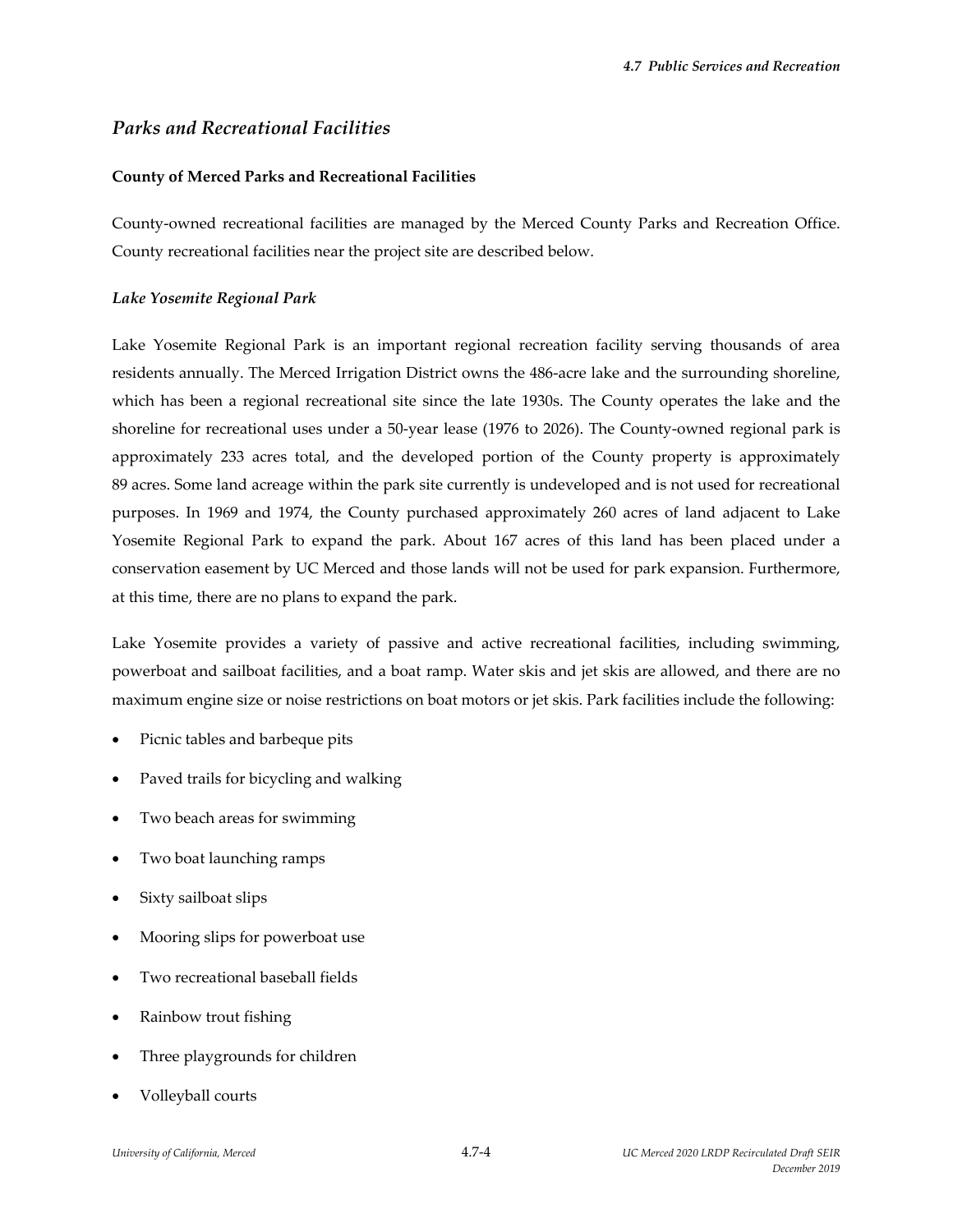## *Parks and Recreational Facilities*

**County of Merced Parks and Recreational Facilities**

County-owned recreational facilities are managed by the Merced County Parks and Recreation Office. County recreational facilities near the project site are described below.

***Lake Yosemite Regional Park***

Lake Yosemite Regional Park is an important regional recreation facility serving thousands of area residents annually. The Merced Irrigation District owns the 486-acre lake and the surrounding shoreline, which has been a regional recreational site since the late 1930s. The County operates the lake and the shoreline for recreational uses under a 50-year lease (1976 to 2026). The County-owned regional park is approximately 233 acres total, and the developed portion of the County property is approximately 89 acres. Some land acreage within the park site currently is undeveloped and is not used for recreational purposes. In 1969 and 1974, the County purchased approximately 260 acres of land adjacent to Lake Yosemite Regional Park to expand the park. About 167 acres of this land has been placed under a conservation easement by UC Merced and those lands will not be used for park expansion. Furthermore, at this time, there are no plans to expand the park.

Lake Yosemite provides a variety of passive and active recreational facilities, including swimming, powerboat and sailboat facilities, and a boat ramp. Water skis and jet skis are allowed, and there are no maximum engine size or noise restrictions on boat motors or jet skis. Park facilities include the following:

- Picnic tables and barbeque pits
- Paved trails for bicycling and walking
- Two beach areas for swimming
- Two boat launching ramps
- Sixty sailboat slips
- Mooring slips for powerboat use
- Two recreational baseball fields
- Rainbow trout fishing
- Three playgrounds for children
- Volleyball courts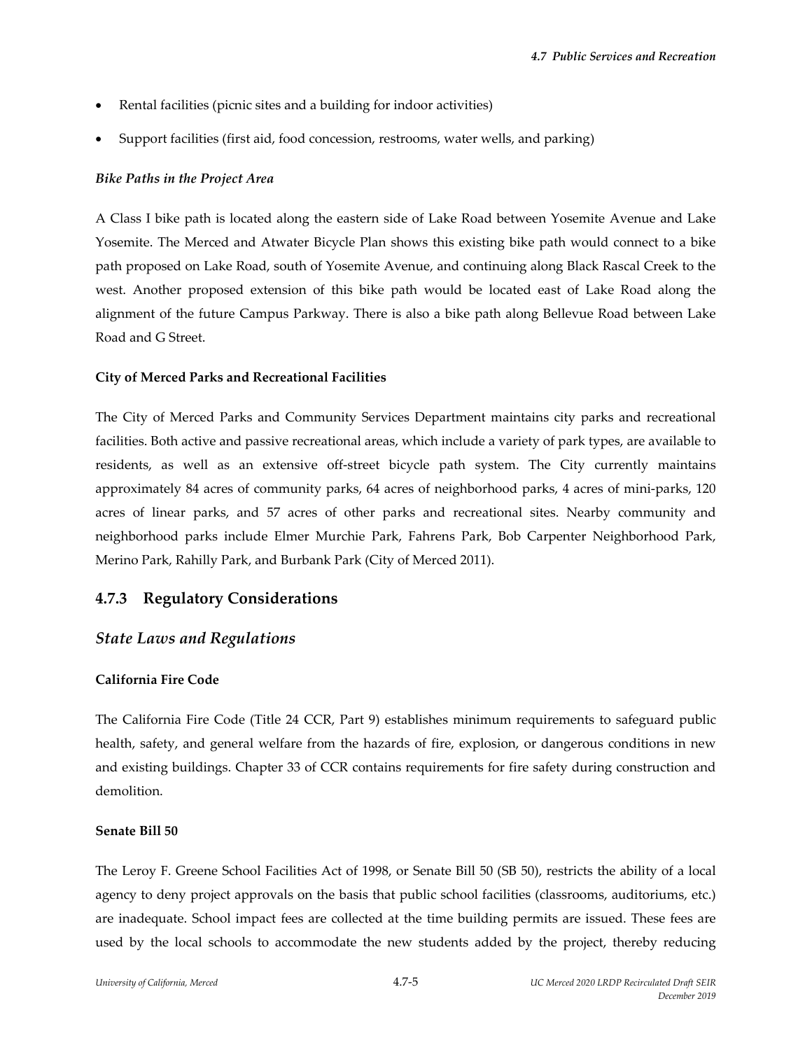- Rental facilities (picnic sites and a building for indoor activities)
- Support facilities (first aid, food concession, restrooms, water wells, and parking)

***Bike Paths in the Project Area***

A Class I bike path is located along the eastern side of Lake Road between Yosemite Avenue and Lake Yosemite. The Merced and Atwater Bicycle Plan shows this existing bike path would connect to a bike path proposed on Lake Road, south of Yosemite Avenue, and continuing along Black Rascal Creek to the west. Another proposed extension of this bike path would be located east of Lake Road along the alignment of the future Campus Parkway. There is also a bike path along Bellevue Road between Lake Road and G Street.

**City of Merced Parks and Recreational Facilities**

The City of Merced Parks and Community Services Department maintains city parks and recreational facilities. Both active and passive recreational areas, which include a variety of park types, are available to residents, as well as an extensive off-street bicycle path system. The City currently maintains approximately 84 acres of community parks, 64 acres of neighborhood parks, 4 acres of mini-parks, 120 acres of linear parks, and 57 acres of other parks and recreational sites. Nearby community and neighborhood parks include Elmer Murchie Park, Fahrens Park, Bob Carpenter Neighborhood Park, Merino Park, Rahilly Park, and Burbank Park (City of Merced 2011).

## 4.7.3 Regulatory Considerations

### *State Laws and Regulations*

**California Fire Code**

The California Fire Code (Title 24 CCR, Part 9) establishes minimum requirements to safeguard public health, safety, and general welfare from the hazards of fire, explosion, or dangerous conditions in new and existing buildings. Chapter 33 of CCR contains requirements for fire safety during construction and demolition.

**Senate Bill 50**

The Leroy F. Greene School Facilities Act of 1998, or Senate Bill 50 (SB 50), restricts the ability of a local agency to deny project approvals on the basis that public school facilities (classrooms, auditoriums, etc.) are inadequate. School impact fees are collected at the time building permits are issued. These fees are used by the local schools to accommodate the new students added by the project, thereby reducing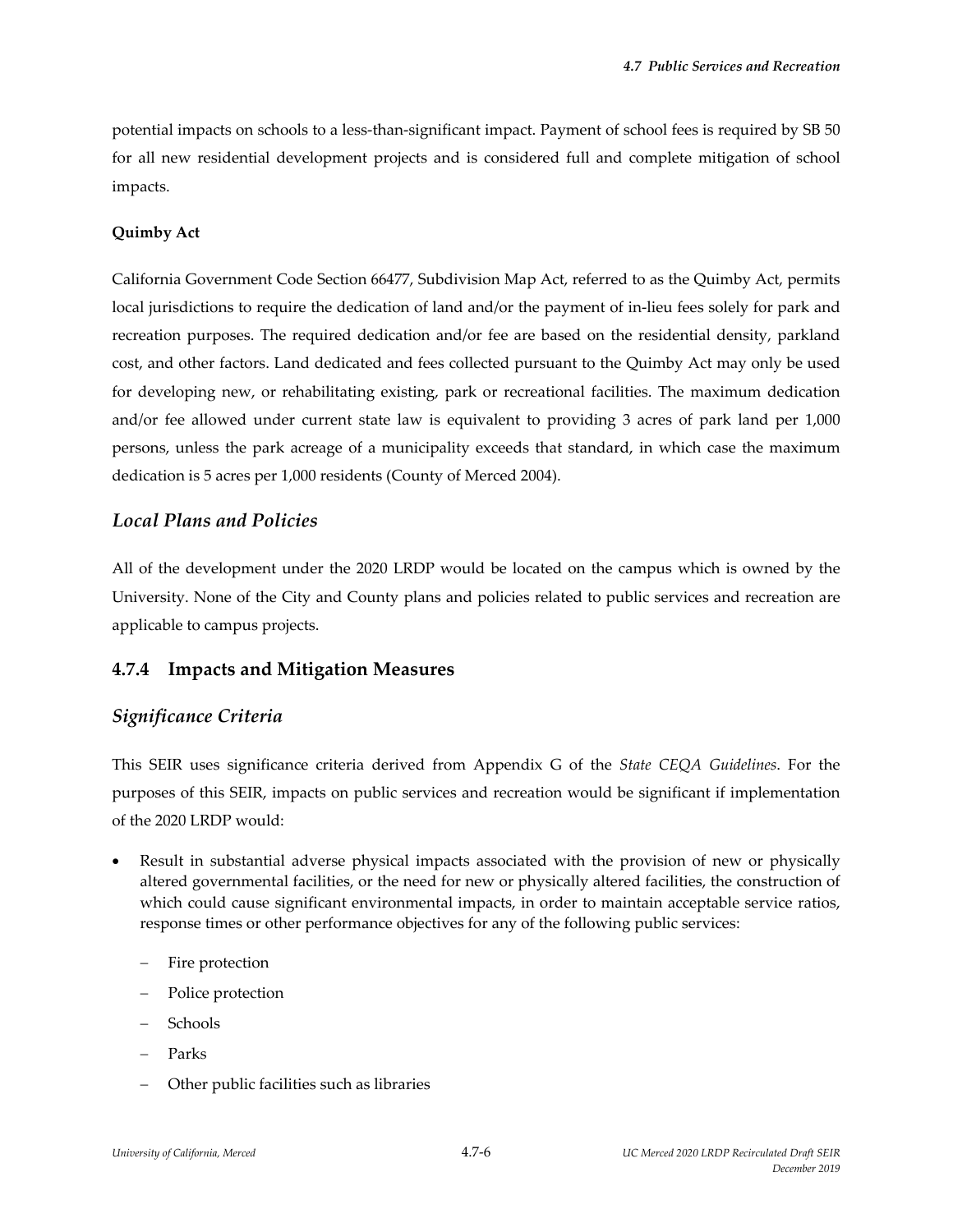potential impacts on schools to a less-than-significant impact. Payment of school fees is required by SB 50 for all new residential development projects and is considered full and complete mitigation of school impacts.

**Quimby Act**

California Government Code Section 66477, Subdivision Map Act, referred to as the Quimby Act, permits local jurisdictions to require the dedication of land and/or the payment of in-lieu fees solely for park and recreation purposes. The required dedication and/or fee are based on the residential density, parkland cost, and other factors. Land dedicated and fees collected pursuant to the Quimby Act may only be used for developing new, or rehabilitating existing, park or recreational facilities. The maximum dedication and/or fee allowed under current state law is equivalent to providing 3 acres of park land per 1,000 persons, unless the park acreage of a municipality exceeds that standard, in which case the maximum dedication is 5 acres per 1,000 residents (County of Merced 2004).

## *Local Plans and Policies*

All of the development under the 2020 LRDP would be located on the campus which is owned by the University. None of the City and County plans and policies related to public services and recreation are applicable to campus projects.

## 4.7.4 Impacts and Mitigation Measures

## *Significance Criteria*

This SEIR uses significance criteria derived from Appendix G of the *State CEQA Guidelines*. For the purposes of this SEIR, impacts on public services and recreation would be significant if implementation of the 2020 LRDP would:

- Result in substantial adverse physical impacts associated with the provision of new or physically altered governmental facilities, or the need for new or physically altered facilities, the construction of which could cause significant environmental impacts, in order to maintain acceptable service ratios, response times or other performance objectives for any of the following public services:
  - Fire protection
  - Police protection
  - Schools
  - Parks
  - Other public facilities such as libraries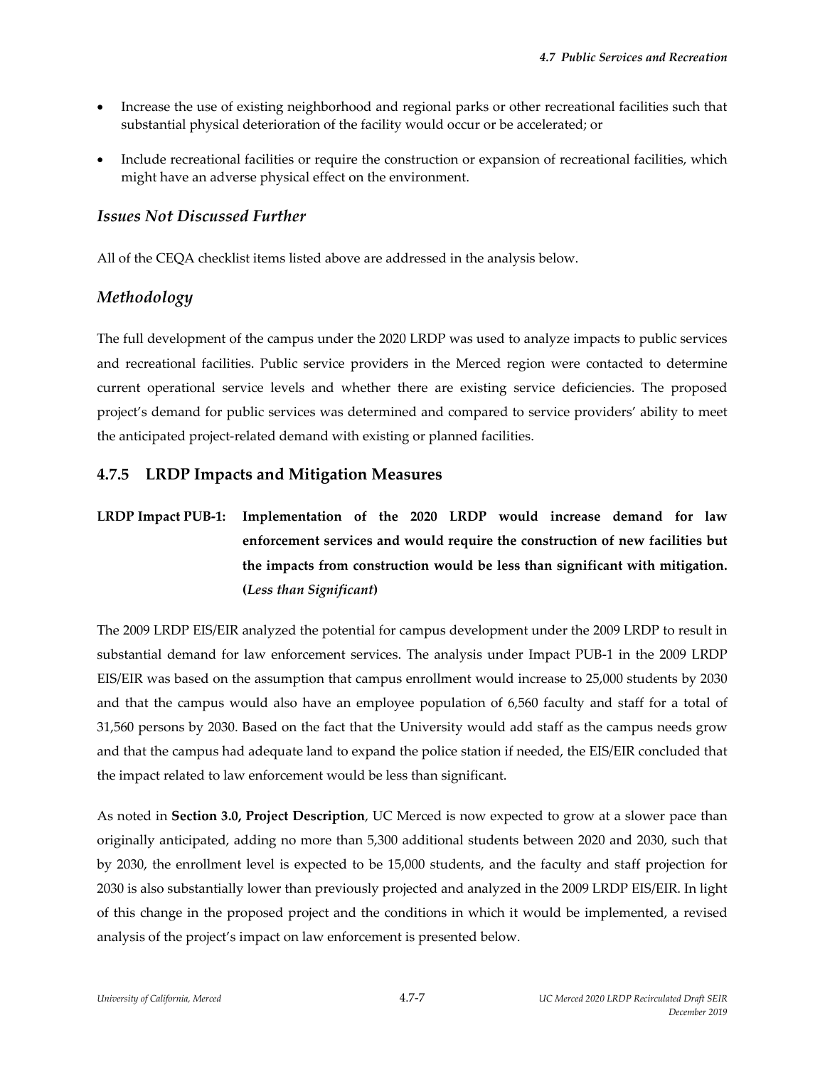- Increase the use of existing neighborhood and regional parks or other recreational facilities such that substantial physical deterioration of the facility would occur or be accelerated; or
- Include recreational facilities or require the construction or expansion of recreational facilities, which might have an adverse physical effect on the environment.

### *Issues Not Discussed Further*

All of the CEQA checklist items listed above are addressed in the analysis below.

### *Methodology*

The full development of the campus under the 2020 LRDP was used to analyze impacts to public services and recreational facilities. Public service providers in the Merced region were contacted to determine current operational service levels and whether there are existing service deficiencies. The proposed project's demand for public services was determined and compared to service providers' ability to meet the anticipated project-related demand with existing or planned facilities.

## 4.7.5 LRDP Impacts and Mitigation Measures

**LRDP Impact PUB-1: Implementation of the 2020 LRDP would increase demand for law enforcement services and would require the construction of new facilities but the impacts from construction would be less than significant with mitigation. (*Less than Significant*)**

The 2009 LRDP EIS/EIR analyzed the potential for campus development under the 2009 LRDP to result in substantial demand for law enforcement services. The analysis under Impact PUB-1 in the 2009 LRDP EIS/EIR was based on the assumption that campus enrollment would increase to 25,000 students by 2030 and that the campus would also have an employee population of 6,560 faculty and staff for a total of 31,560 persons by 2030. Based on the fact that the University would add staff as the campus needs grow and that the campus had adequate land to expand the police station if needed, the EIS/EIR concluded that the impact related to law enforcement would be less than significant.

As noted in **Section 3.0, Project Description**, UC Merced is now expected to grow at a slower pace than originally anticipated, adding no more than 5,300 additional students between 2020 and 2030, such that by 2030, the enrollment level is expected to be 15,000 students, and the faculty and staff projection for 2030 is also substantially lower than previously projected and analyzed in the 2009 LRDP EIS/EIR. In light of this change in the proposed project and the conditions in which it would be implemented, a revised analysis of the project's impact on law enforcement is presented below.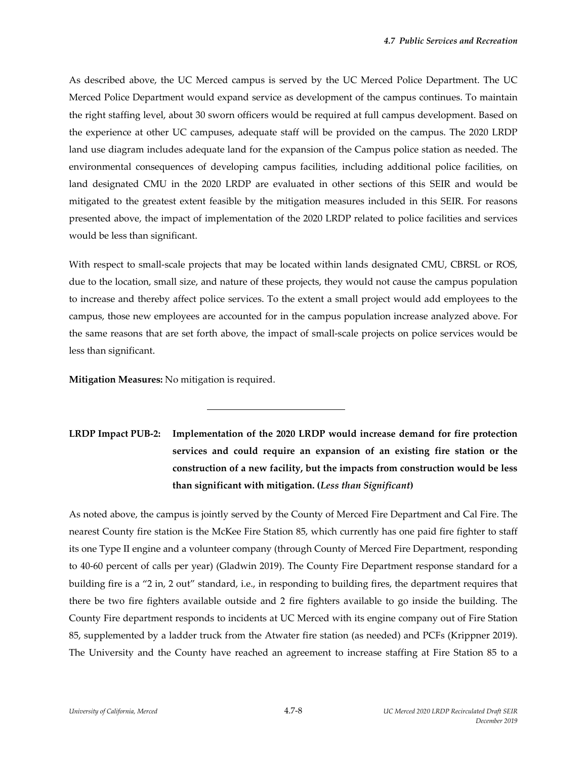As described above, the UC Merced campus is served by the UC Merced Police Department. The UC Merced Police Department would expand service as development of the campus continues. To maintain the right staffing level, about 30 sworn officers would be required at full campus development. Based on the experience at other UC campuses, adequate staff will be provided on the campus. The 2020 LRDP land use diagram includes adequate land for the expansion of the Campus police station as needed. The environmental consequences of developing campus facilities, including additional police facilities, on land designated CMU in the 2020 LRDP are evaluated in other sections of this SEIR and would be mitigated to the greatest extent feasible by the mitigation measures included in this SEIR. For reasons presented above, the impact of implementation of the 2020 LRDP related to police facilities and services would be less than significant.

With respect to small-scale projects that may be located within lands designated CMU, CBRSL or ROS, due to the location, small size, and nature of these projects, they would not cause the campus population to increase and thereby affect police services. To the extent a small project would add employees to the campus, those new employees are accounted for in the campus population increase analyzed above. For the same reasons that are set forth above, the impact of small-scale projects on police services would be less than significant.

**Mitigation Measures:** No mitigation is required.

---

**LRDP Impact PUB-2: Implementation of the 2020 LRDP would increase demand for fire protection services and could require an expansion of an existing fire station or the construction of a new facility, but the impacts from construction would be less than significant with mitigation. (*Less than Significant*)**

As noted above, the campus is jointly served by the County of Merced Fire Department and Cal Fire. The nearest County fire station is the McKee Fire Station 85, which currently has one paid fire fighter to staff its one Type II engine and a volunteer company (through County of Merced Fire Department, responding to 40-60 percent of calls per year) (Gladwin 2019). The County Fire Department response standard for a building fire is a "2 in, 2 out" standard, i.e., in responding to building fires, the department requires that there be two fire fighters available outside and 2 fire fighters available to go inside the building. The County Fire department responds to incidents at UC Merced with its engine company out of Fire Station 85, supplemented by a ladder truck from the Atwater fire station (as needed) and PCFs (Krippner 2019). The University and the County have reached an agreement to increase staffing at Fire Station 85 to a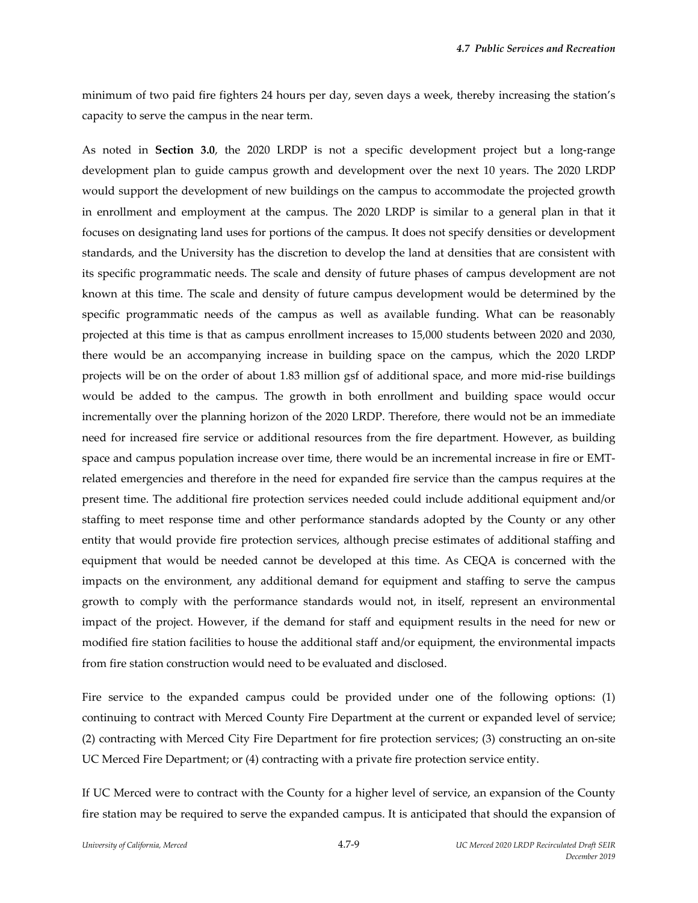minimum of two paid fire fighters 24 hours per day, seven days a week, thereby increasing the station's capacity to serve the campus in the near term.

As noted in **Section 3.0**, the 2020 LRDP is not a specific development project but a long-range development plan to guide campus growth and development over the next 10 years. The 2020 LRDP would support the development of new buildings on the campus to accommodate the projected growth in enrollment and employment at the campus. The 2020 LRDP is similar to a general plan in that it focuses on designating land uses for portions of the campus. It does not specify densities or development standards, and the University has the discretion to develop the land at densities that are consistent with its specific programmatic needs. The scale and density of future phases of campus development are not known at this time. The scale and density of future campus development would be determined by the specific programmatic needs of the campus as well as available funding. What can be reasonably projected at this time is that as campus enrollment increases to 15,000 students between 2020 and 2030, there would be an accompanying increase in building space on the campus, which the 2020 LRDP projects will be on the order of about 1.83 million gsf of additional space, and more mid-rise buildings would be added to the campus. The growth in both enrollment and building space would occur incrementally over the planning horizon of the 2020 LRDP. Therefore, there would not be an immediate need for increased fire service or additional resources from the fire department. However, as building space and campus population increase over time, there would be an incremental increase in fire or EMT-related emergencies and therefore in the need for expanded fire service than the campus requires at the present time. The additional fire protection services needed could include additional equipment and/or staffing to meet response time and other performance standards adopted by the County or any other entity that would provide fire protection services, although precise estimates of additional staffing and equipment that would be needed cannot be developed at this time. As CEQA is concerned with the impacts on the environment, any additional demand for equipment and staffing to serve the campus growth to comply with the performance standards would not, in itself, represent an environmental impact of the project. However, if the demand for staff and equipment results in the need for new or modified fire station facilities to house the additional staff and/or equipment, the environmental impacts from fire station construction would need to be evaluated and disclosed.

Fire service to the expanded campus could be provided under one of the following options: (1) continuing to contract with Merced County Fire Department at the current or expanded level of service; (2) contracting with Merced City Fire Department for fire protection services; (3) constructing an on-site UC Merced Fire Department; or (4) contracting with a private fire protection service entity.

If UC Merced were to contract with the County for a higher level of service, an expansion of the County fire station may be required to serve the expanded campus. It is anticipated that should the expansion of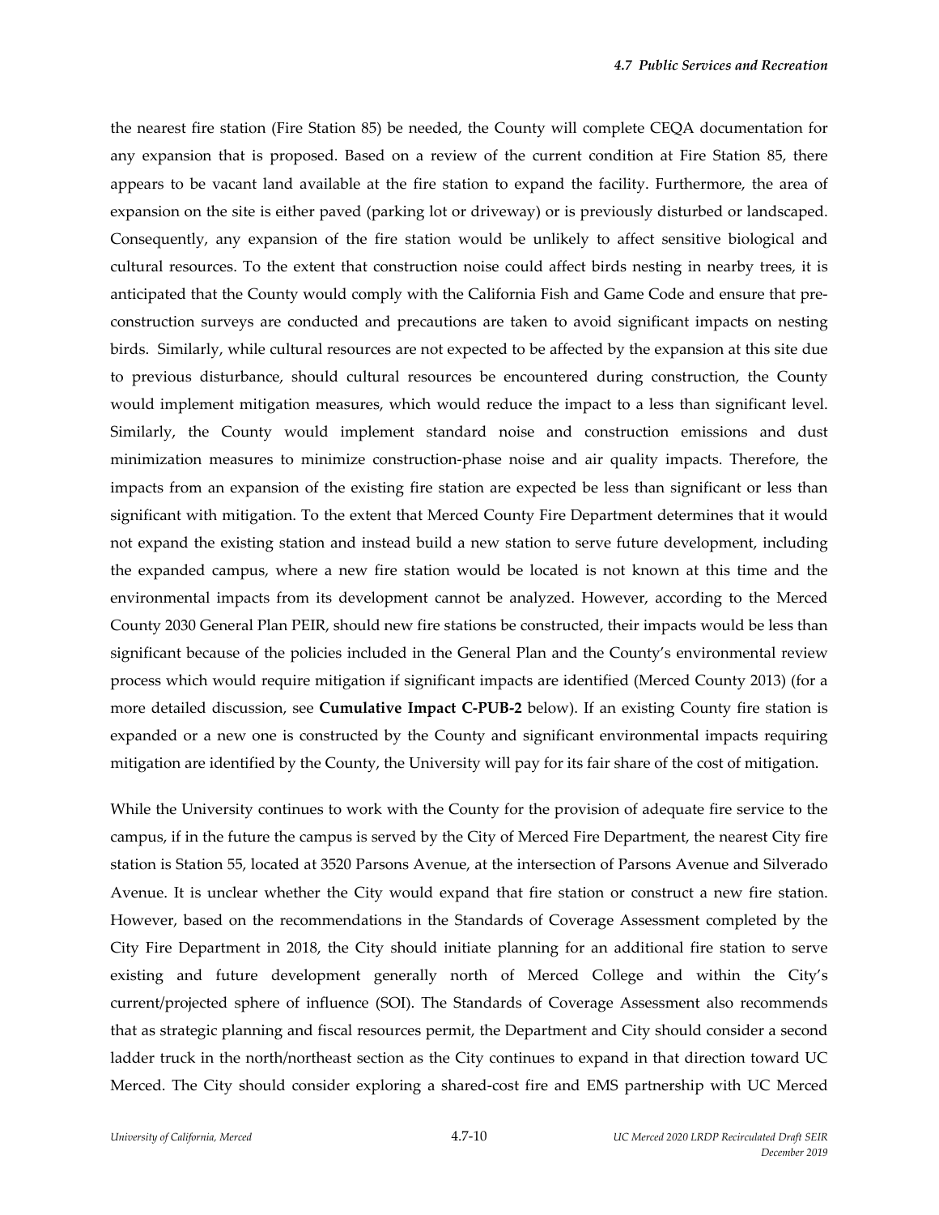the nearest fire station (Fire Station 85) be needed, the County will complete CEQA documentation for any expansion that is proposed. Based on a review of the current condition at Fire Station 85, there appears to be vacant land available at the fire station to expand the facility. Furthermore, the area of expansion on the site is either paved (parking lot or driveway) or is previously disturbed or landscaped. Consequently, any expansion of the fire station would be unlikely to affect sensitive biological and cultural resources. To the extent that construction noise could affect birds nesting in nearby trees, it is anticipated that the County would comply with the California Fish and Game Code and ensure that pre-construction surveys are conducted and precautions are taken to avoid significant impacts on nesting birds. Similarly, while cultural resources are not expected to be affected by the expansion at this site due to previous disturbance, should cultural resources be encountered during construction, the County would implement mitigation measures, which would reduce the impact to a less than significant level. Similarly, the County would implement standard noise and construction emissions and dust minimization measures to minimize construction-phase noise and air quality impacts. Therefore, the impacts from an expansion of the existing fire station are expected be less than significant or less than significant with mitigation. To the extent that Merced County Fire Department determines that it would not expand the existing station and instead build a new station to serve future development, including the expanded campus, where a new fire station would be located is not known at this time and the environmental impacts from its development cannot be analyzed. However, according to the Merced County 2030 General Plan PEIR, should new fire stations be constructed, their impacts would be less than significant because of the policies included in the General Plan and the County's environmental review process which would require mitigation if significant impacts are identified (Merced County 2013) (for a more detailed discussion, see **Cumulative Impact C-PUB-2** below). If an existing County fire station is expanded or a new one is constructed by the County and significant environmental impacts requiring mitigation are identified by the County, the University will pay for its fair share of the cost of mitigation.

While the University continues to work with the County for the provision of adequate fire service to the campus, if in the future the campus is served by the City of Merced Fire Department, the nearest City fire station is Station 55, located at 3520 Parsons Avenue, at the intersection of Parsons Avenue and Silverado Avenue. It is unclear whether the City would expand that fire station or construct a new fire station. However, based on the recommendations in the Standards of Coverage Assessment completed by the City Fire Department in 2018, the City should initiate planning for an additional fire station to serve existing and future development generally north of Merced College and within the City's current/projected sphere of influence (SOI). The Standards of Coverage Assessment also recommends that as strategic planning and fiscal resources permit, the Department and City should consider a second ladder truck in the north/northeast section as the City continues to expand in that direction toward UC Merced. The City should consider exploring a shared-cost fire and EMS partnership with UC Merced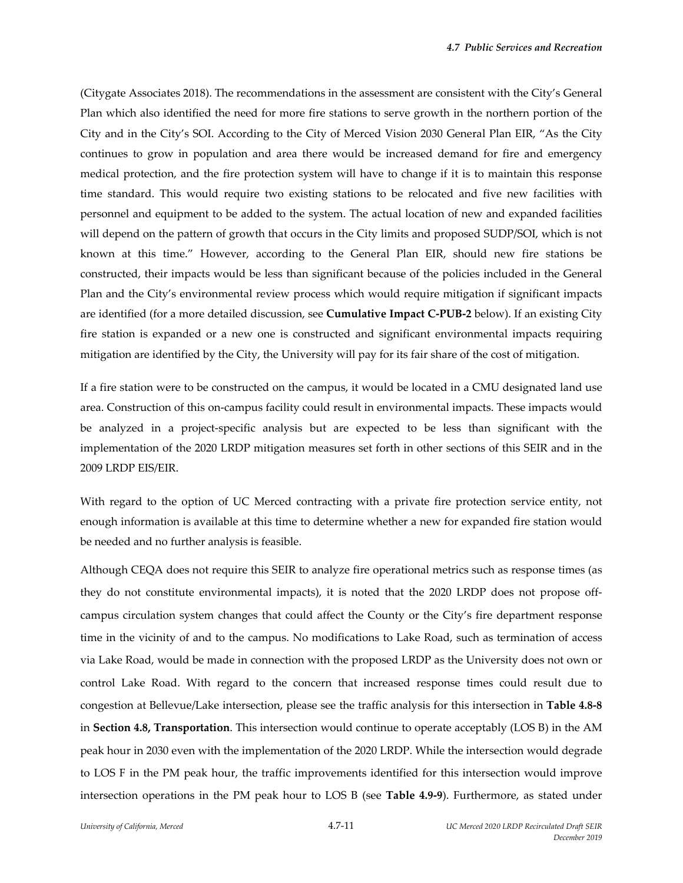(Citygate Associates 2018). The recommendations in the assessment are consistent with the City's General Plan which also identified the need for more fire stations to serve growth in the northern portion of the City and in the City's SOI. According to the City of Merced Vision 2030 General Plan EIR, "As the City continues to grow in population and area there would be increased demand for fire and emergency medical protection, and the fire protection system will have to change if it is to maintain this response time standard. This would require two existing stations to be relocated and five new facilities with personnel and equipment to be added to the system. The actual location of new and expanded facilities will depend on the pattern of growth that occurs in the City limits and proposed SUDP/SOI, which is not known at this time." However, according to the General Plan EIR, should new fire stations be constructed, their impacts would be less than significant because of the policies included in the General Plan and the City's environmental review process which would require mitigation if significant impacts are identified (for a more detailed discussion, see **Cumulative Impact C-PUB-2** below). If an existing City fire station is expanded or a new one is constructed and significant environmental impacts requiring mitigation are identified by the City, the University will pay for its fair share of the cost of mitigation.

If a fire station were to be constructed on the campus, it would be located in a CMU designated land use area. Construction of this on-campus facility could result in environmental impacts. These impacts would be analyzed in a project-specific analysis but are expected to be less than significant with the implementation of the 2020 LRDP mitigation measures set forth in other sections of this SEIR and in the 2009 LRDP EIS/EIR.

With regard to the option of UC Merced contracting with a private fire protection service entity, not enough information is available at this time to determine whether a new for expanded fire station would be needed and no further analysis is feasible.

Although CEQA does not require this SEIR to analyze fire operational metrics such as response times (as they do not constitute environmental impacts), it is noted that the 2020 LRDP does not propose off-campus circulation system changes that could affect the County or the City's fire department response time in the vicinity of and to the campus. No modifications to Lake Road, such as termination of access via Lake Road, would be made in connection with the proposed LRDP as the University does not own or control Lake Road. With regard to the concern that increased response times could result due to congestion at Bellevue/Lake intersection, please see the traffic analysis for this intersection in **Table 4.8-8** in **Section 4.8, Transportation**. This intersection would continue to operate acceptably (LOS B) in the AM peak hour in 2030 even with the implementation of the 2020 LRDP. While the intersection would degrade to LOS F in the PM peak hour, the traffic improvements identified for this intersection would improve intersection operations in the PM peak hour to LOS B (see **Table 4.9-9**). Furthermore, as stated under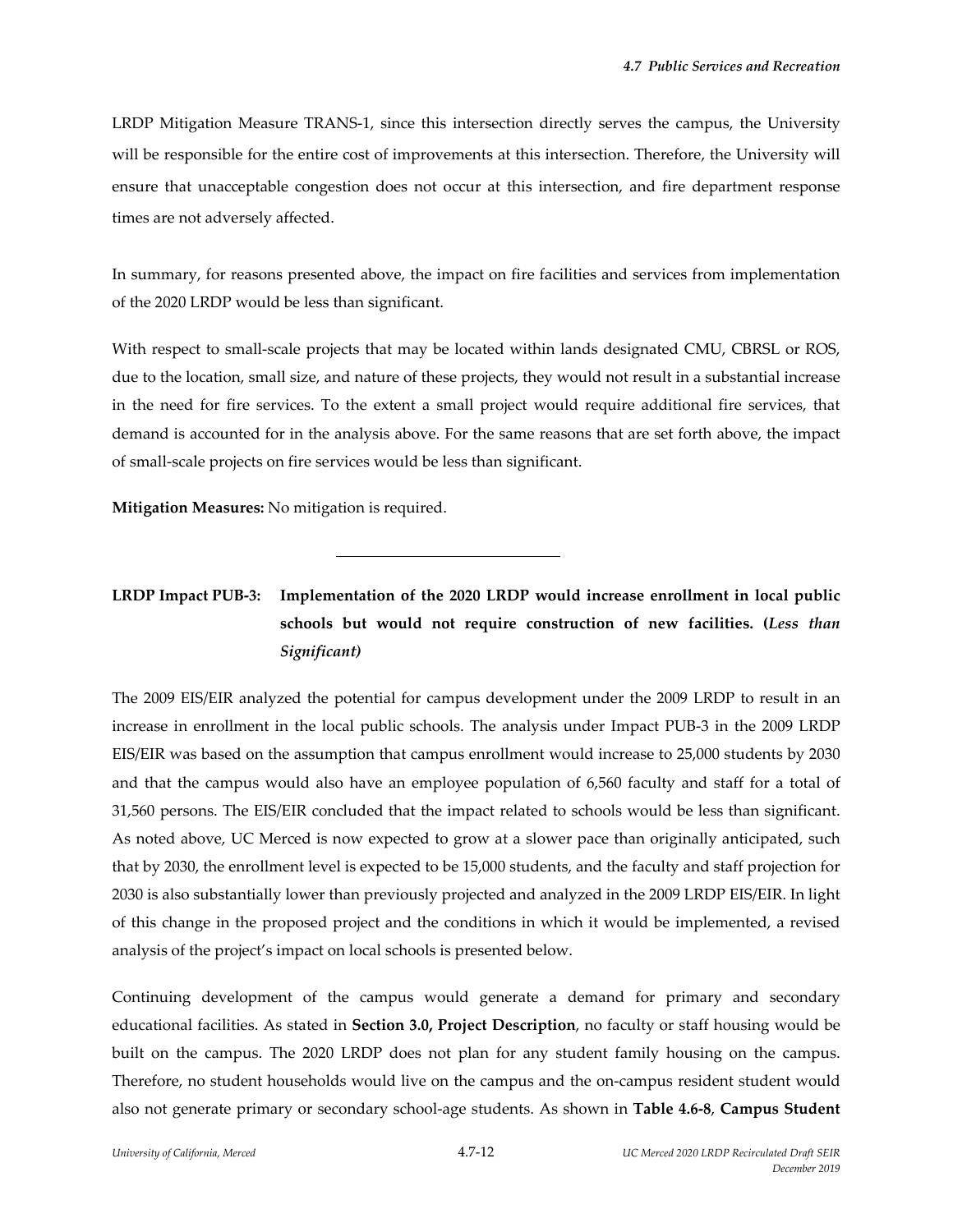LRDP Mitigation Measure TRANS-1, since this intersection directly serves the campus, the University will be responsible for the entire cost of improvements at this intersection. Therefore, the University will ensure that unacceptable congestion does not occur at this intersection, and fire department response times are not adversely affected.

In summary, for reasons presented above, the impact on fire facilities and services from implementation of the 2020 LRDP would be less than significant.

With respect to small-scale projects that may be located within lands designated CMU, CBRSL or ROS, due to the location, small size, and nature of these projects, they would not result in a substantial increase in the need for fire services. To the extent a small project would require additional fire services, that demand is accounted for in the analysis above. For the same reasons that are set forth above, the impact of small-scale projects on fire services would be less than significant.

**Mitigation Measures:** No mitigation is required.

---

**LRDP Impact PUB-3: Implementation of the 2020 LRDP would increase enrollment in local public schools but would not require construction of new facilities. (*Less than Significant*)**

The 2009 EIS/EIR analyzed the potential for campus development under the 2009 LRDP to result in an increase in enrollment in the local public schools. The analysis under Impact PUB-3 in the 2009 LRDP EIS/EIR was based on the assumption that campus enrollment would increase to 25,000 students by 2030 and that the campus would also have an employee population of 6,560 faculty and staff for a total of 31,560 persons. The EIS/EIR concluded that the impact related to schools would be less than significant. As noted above, UC Merced is now expected to grow at a slower pace than originally anticipated, such that by 2030, the enrollment level is expected to be 15,000 students, and the faculty and staff projection for 2030 is also substantially lower than previously projected and analyzed in the 2009 LRDP EIS/EIR. In light of this change in the proposed project and the conditions in which it would be implemented, a revised analysis of the project's impact on local schools is presented below.

Continuing development of the campus would generate a demand for primary and secondary educational facilities. As stated in **Section 3.0, Project Description**, no faculty or staff housing would be built on the campus. The 2020 LRDP does not plan for any student family housing on the campus. Therefore, no student households would live on the campus and the on-campus resident student would also not generate primary or secondary school-age students. As shown in **Table 4.6-8**, **Campus Student**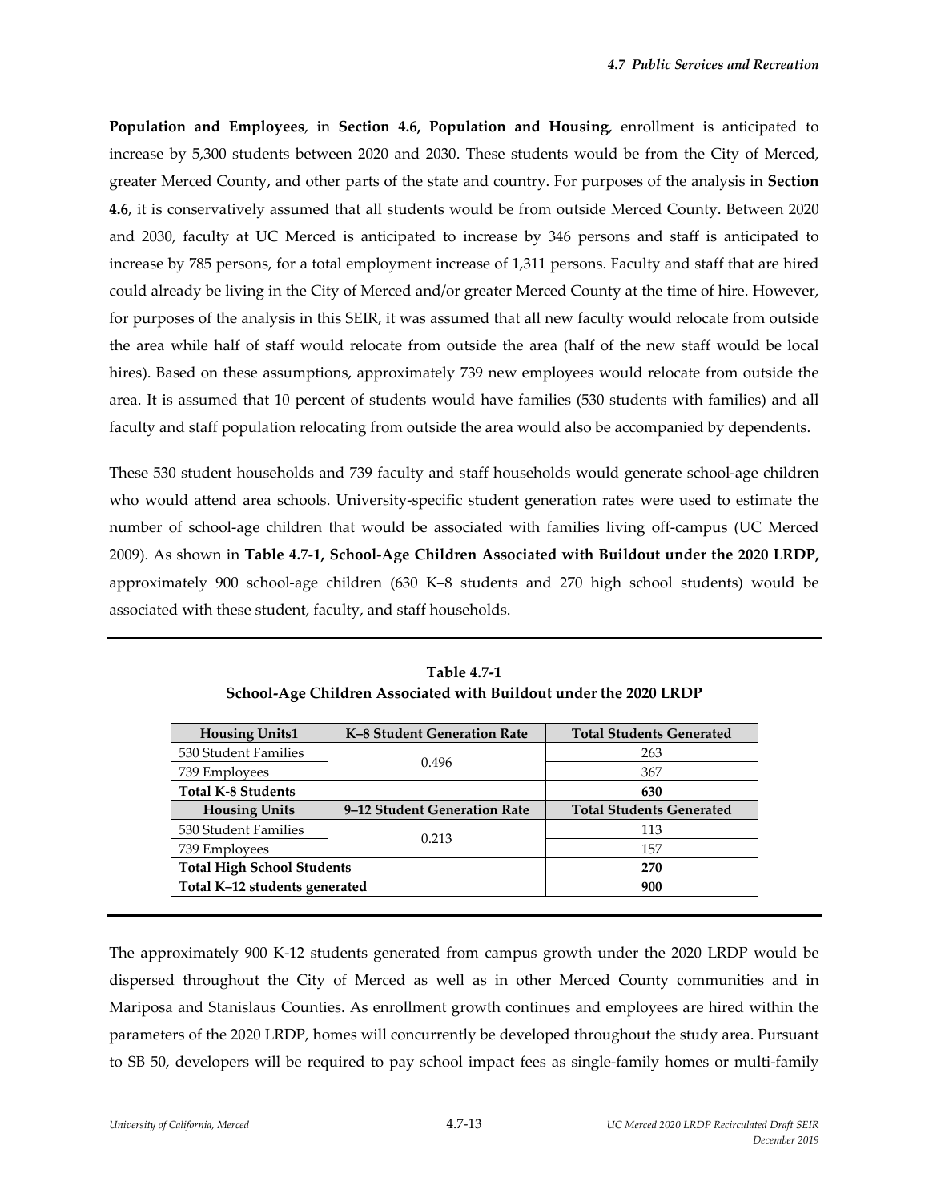**Population and Employees**, in **Section 4.6, Population and Housing**, enrollment is anticipated to increase by 5,300 students between 2020 and 2030. These students would be from the City of Merced, greater Merced County, and other parts of the state and country. For purposes of the analysis in **Section 4.6**, it is conservatively assumed that all students would be from outside Merced County. Between 2020 and 2030, faculty at UC Merced is anticipated to increase by 346 persons and staff is anticipated to increase by 785 persons, for a total employment increase of 1,311 persons. Faculty and staff that are hired could already be living in the City of Merced and/or greater Merced County at the time of hire. However, for purposes of the analysis in this SEIR, it was assumed that all new faculty would relocate from outside the area while half of staff would relocate from outside the area (half of the new staff would be local hires). Based on these assumptions, approximately 739 new employees would relocate from outside the area. It is assumed that 10 percent of students would have families (530 students with families) and all faculty and staff population relocating from outside the area would also be accompanied by dependents.

These 530 student households and 739 faculty and staff households would generate school-age children who would attend area schools. University-specific student generation rates were used to estimate the number of school-age children that would be associated with families living off-campus (UC Merced 2009). As shown in **Table 4.7-1, School-Age Children Associated with Buildout under the 2020 LRDP,** approximately 900 school-age children (630 K–8 students and 270 high school students) would be associated with these student, faculty, and staff households.

**Table 4.7-1**
**School-Age Children Associated with Buildout under the 2020 LRDP**

| Housing Units1 | K–8 Student Generation Rate | Total Students Generated |
|---|---|---|
| 530 Student Families | 0.496 | 263 |
| 739 Employees | | 367 |
| **Total K-8 Students** | | **630** |
| **Housing Units** | **9–12 Student Generation Rate** | **Total Students Generated** |
| 530 Student Families | 0.213 | 113 |
| 739 Employees | | 157 |
| **Total High School Students** | | **270** |
| **Total K–12 students generated** | | **900** |

The approximately 900 K-12 students generated from campus growth under the 2020 LRDP would be dispersed throughout the City of Merced as well as in other Merced County communities and in Mariposa and Stanislaus Counties. As enrollment growth continues and employees are hired within the parameters of the 2020 LRDP, homes will concurrently be developed throughout the study area. Pursuant to SB 50, developers will be required to pay school impact fees as single-family homes or multi-family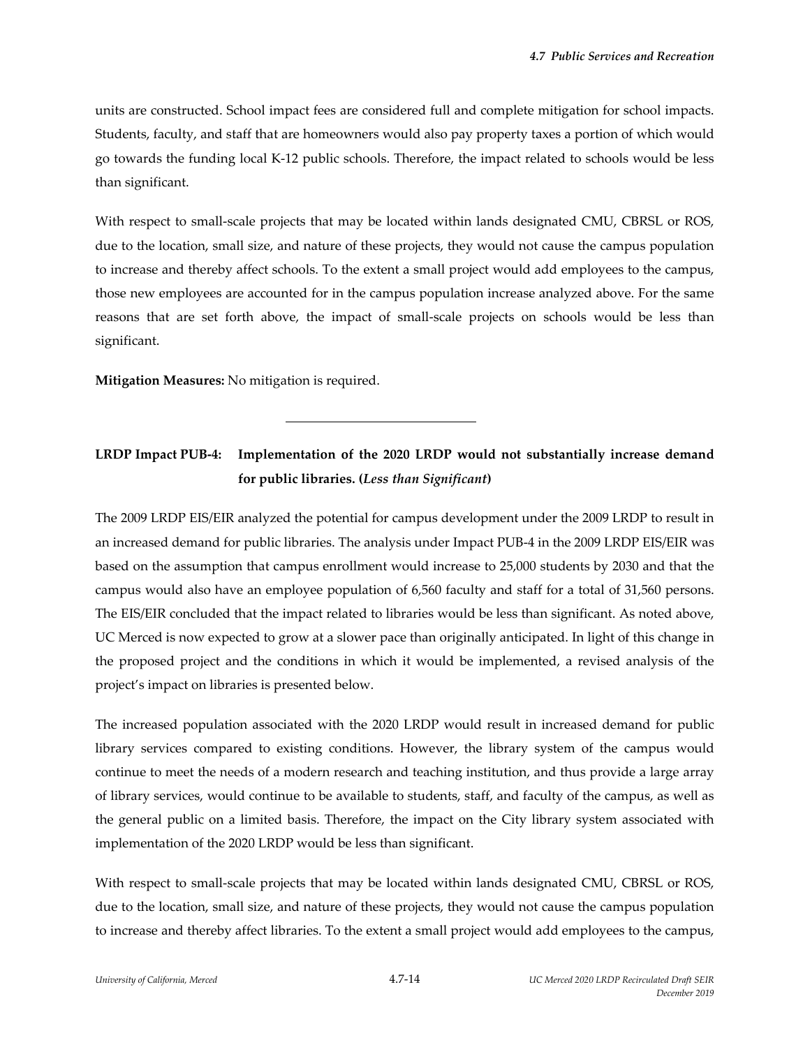units are constructed. School impact fees are considered full and complete mitigation for school impacts. Students, faculty, and staff that are homeowners would also pay property taxes a portion of which would go towards the funding local K-12 public schools. Therefore, the impact related to schools would be less than significant.

With respect to small-scale projects that may be located within lands designated CMU, CBRSL or ROS, due to the location, small size, and nature of these projects, they would not cause the campus population to increase and thereby affect schools. To the extent a small project would add employees to the campus, those new employees are accounted for in the campus population increase analyzed above. For the same reasons that are set forth above, the impact of small-scale projects on schools would be less than significant.

**Mitigation Measures:** No mitigation is required.

---

**LRDP Impact PUB-4: Implementation of the 2020 LRDP would not substantially increase demand for public libraries. (*Less than Significant*)**

The 2009 LRDP EIS/EIR analyzed the potential for campus development under the 2009 LRDP to result in an increased demand for public libraries. The analysis under Impact PUB-4 in the 2009 LRDP EIS/EIR was based on the assumption that campus enrollment would increase to 25,000 students by 2030 and that the campus would also have an employee population of 6,560 faculty and staff for a total of 31,560 persons. The EIS/EIR concluded that the impact related to libraries would be less than significant. As noted above, UC Merced is now expected to grow at a slower pace than originally anticipated. In light of this change in the proposed project and the conditions in which it would be implemented, a revised analysis of the project's impact on libraries is presented below.

The increased population associated with the 2020 LRDP would result in increased demand for public library services compared to existing conditions. However, the library system of the campus would continue to meet the needs of a modern research and teaching institution, and thus provide a large array of library services, would continue to be available to students, staff, and faculty of the campus, as well as the general public on a limited basis. Therefore, the impact on the City library system associated with implementation of the 2020 LRDP would be less than significant.

With respect to small-scale projects that may be located within lands designated CMU, CBRSL or ROS, due to the location, small size, and nature of these projects, they would not cause the campus population to increase and thereby affect libraries. To the extent a small project would add employees to the campus,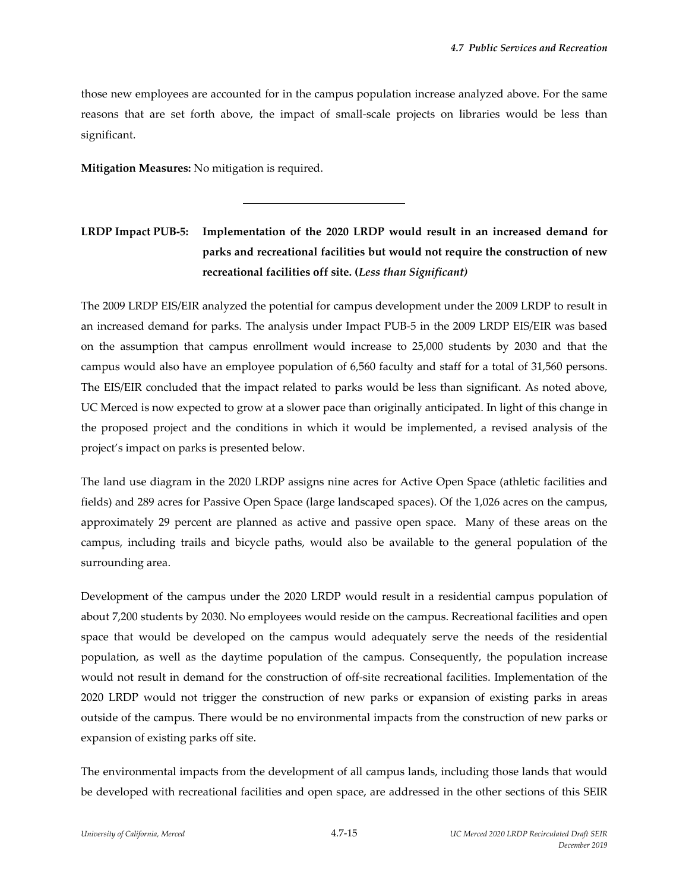those new employees are accounted for in the campus population increase analyzed above. For the same reasons that are set forth above, the impact of small-scale projects on libraries would be less than significant.

**Mitigation Measures:** No mitigation is required.

---

**LRDP Impact PUB-5: Implementation of the 2020 LRDP would result in an increased demand for parks and recreational facilities but would not require the construction of new recreational facilities off site. (*Less than Significant)***

The 2009 LRDP EIS/EIR analyzed the potential for campus development under the 2009 LRDP to result in an increased demand for parks. The analysis under Impact PUB-5 in the 2009 LRDP EIS/EIR was based on the assumption that campus enrollment would increase to 25,000 students by 2030 and that the campus would also have an employee population of 6,560 faculty and staff for a total of 31,560 persons. The EIS/EIR concluded that the impact related to parks would be less than significant. As noted above, UC Merced is now expected to grow at a slower pace than originally anticipated. In light of this change in the proposed project and the conditions in which it would be implemented, a revised analysis of the project's impact on parks is presented below.

The land use diagram in the 2020 LRDP assigns nine acres for Active Open Space (athletic facilities and fields) and 289 acres for Passive Open Space (large landscaped spaces). Of the 1,026 acres on the campus, approximately 29 percent are planned as active and passive open space. Many of these areas on the campus, including trails and bicycle paths, would also be available to the general population of the surrounding area.

Development of the campus under the 2020 LRDP would result in a residential campus population of about 7,200 students by 2030. No employees would reside on the campus. Recreational facilities and open space that would be developed on the campus would adequately serve the needs of the residential population, as well as the daytime population of the campus. Consequently, the population increase would not result in demand for the construction of off-site recreational facilities. Implementation of the 2020 LRDP would not trigger the construction of new parks or expansion of existing parks in areas outside of the campus. There would be no environmental impacts from the construction of new parks or expansion of existing parks off site.

The environmental impacts from the development of all campus lands, including those lands that would be developed with recreational facilities and open space, are addressed in the other sections of this SEIR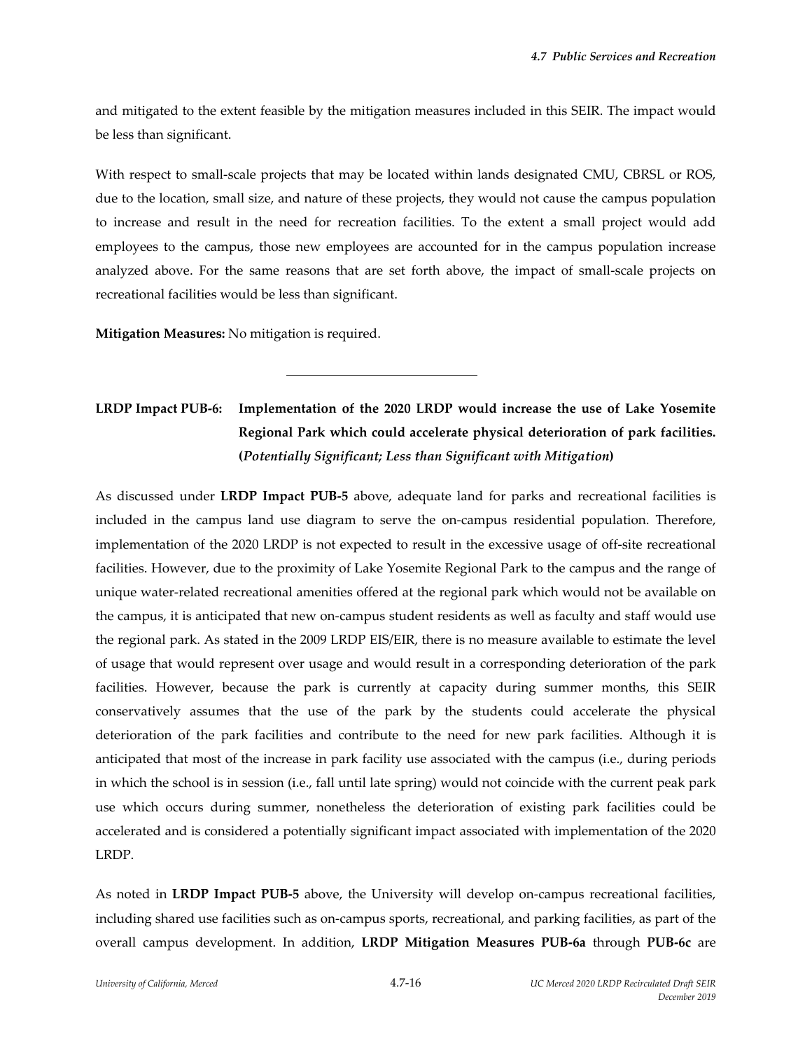and mitigated to the extent feasible by the mitigation measures included in this SEIR. The impact would be less than significant.

With respect to small-scale projects that may be located within lands designated CMU, CBRSL or ROS, due to the location, small size, and nature of these projects, they would not cause the campus population to increase and result in the need for recreation facilities. To the extent a small project would add employees to the campus, those new employees are accounted for in the campus population increase analyzed above. For the same reasons that are set forth above, the impact of small-scale projects on recreational facilities would be less than significant.

**Mitigation Measures:** No mitigation is required.

---

**LRDP Impact PUB-6: Implementation of the 2020 LRDP would increase the use of Lake Yosemite Regional Park which could accelerate physical deterioration of park facilities. (*Potentially Significant; Less than Significant with Mitigation*)**

As discussed under **LRDP Impact PUB-5** above, adequate land for parks and recreational facilities is included in the campus land use diagram to serve the on-campus residential population. Therefore, implementation of the 2020 LRDP is not expected to result in the excessive usage of off-site recreational facilities. However, due to the proximity of Lake Yosemite Regional Park to the campus and the range of unique water-related recreational amenities offered at the regional park which would not be available on the campus, it is anticipated that new on-campus student residents as well as faculty and staff would use the regional park. As stated in the 2009 LRDP EIS/EIR, there is no measure available to estimate the level of usage that would represent over usage and would result in a corresponding deterioration of the park facilities. However, because the park is currently at capacity during summer months, this SEIR conservatively assumes that the use of the park by the students could accelerate the physical deterioration of the park facilities and contribute to the need for new park facilities. Although it is anticipated that most of the increase in park facility use associated with the campus (i.e., during periods in which the school is in session (i.e., fall until late spring) would not coincide with the current peak park use which occurs during summer, nonetheless the deterioration of existing park facilities could be accelerated and is considered a potentially significant impact associated with implementation of the 2020 LRDP.

As noted in **LRDP Impact PUB-5** above, the University will develop on-campus recreational facilities, including shared use facilities such as on-campus sports, recreational, and parking facilities, as part of the overall campus development. In addition, **LRDP Mitigation Measures PUB-6a** through **PUB-6c** are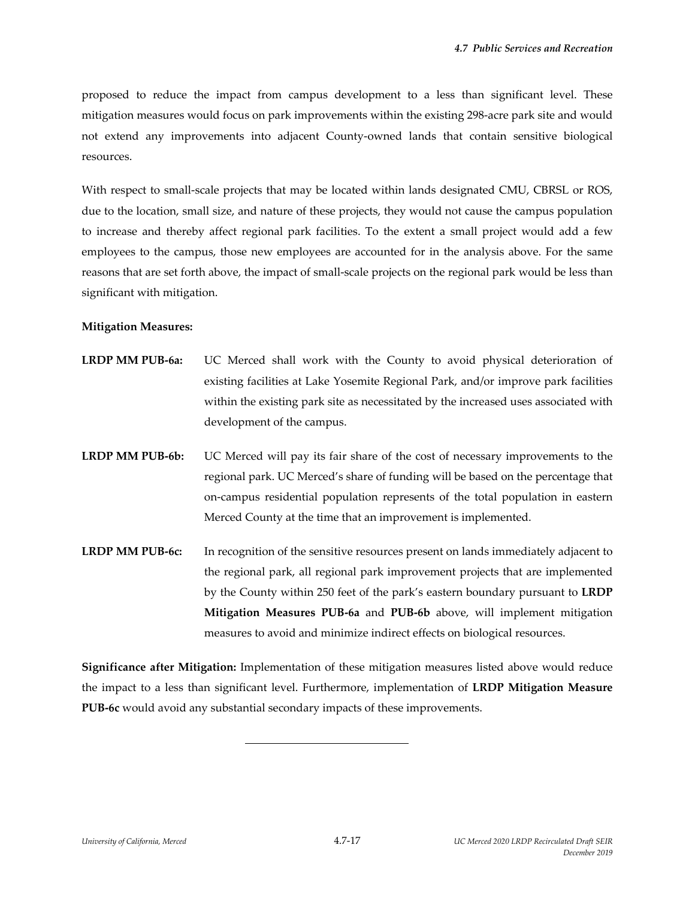proposed to reduce the impact from campus development to a less than significant level. These mitigation measures would focus on park improvements within the existing 298-acre park site and would not extend any improvements into adjacent County-owned lands that contain sensitive biological resources.

With respect to small-scale projects that may be located within lands designated CMU, CBRSL or ROS, due to the location, small size, and nature of these projects, they would not cause the campus population to increase and thereby affect regional park facilities. To the extent a small project would add a few employees to the campus, those new employees are accounted for in the analysis above. For the same reasons that are set forth above, the impact of small-scale projects on the regional park would be less than significant with mitigation.

**Mitigation Measures:**

**LRDP MM PUB-6a:** UC Merced shall work with the County to avoid physical deterioration of existing facilities at Lake Yosemite Regional Park, and/or improve park facilities within the existing park site as necessitated by the increased uses associated with development of the campus.

**LRDP MM PUB-6b:** UC Merced will pay its fair share of the cost of necessary improvements to the regional park. UC Merced's share of funding will be based on the percentage that on-campus residential population represents of the total population in eastern Merced County at the time that an improvement is implemented.

**LRDP MM PUB-6c:** In recognition of the sensitive resources present on lands immediately adjacent to the regional park, all regional park improvement projects that are implemented by the County within 250 feet of the park's eastern boundary pursuant to **LRDP Mitigation Measures PUB-6a** and **PUB-6b** above, will implement mitigation measures to avoid and minimize indirect effects on biological resources.

**Significance after Mitigation:** Implementation of these mitigation measures listed above would reduce the impact to a less than significant level. Furthermore, implementation of **LRDP Mitigation Measure PUB-6c** would avoid any substantial secondary impacts of these improvements.

---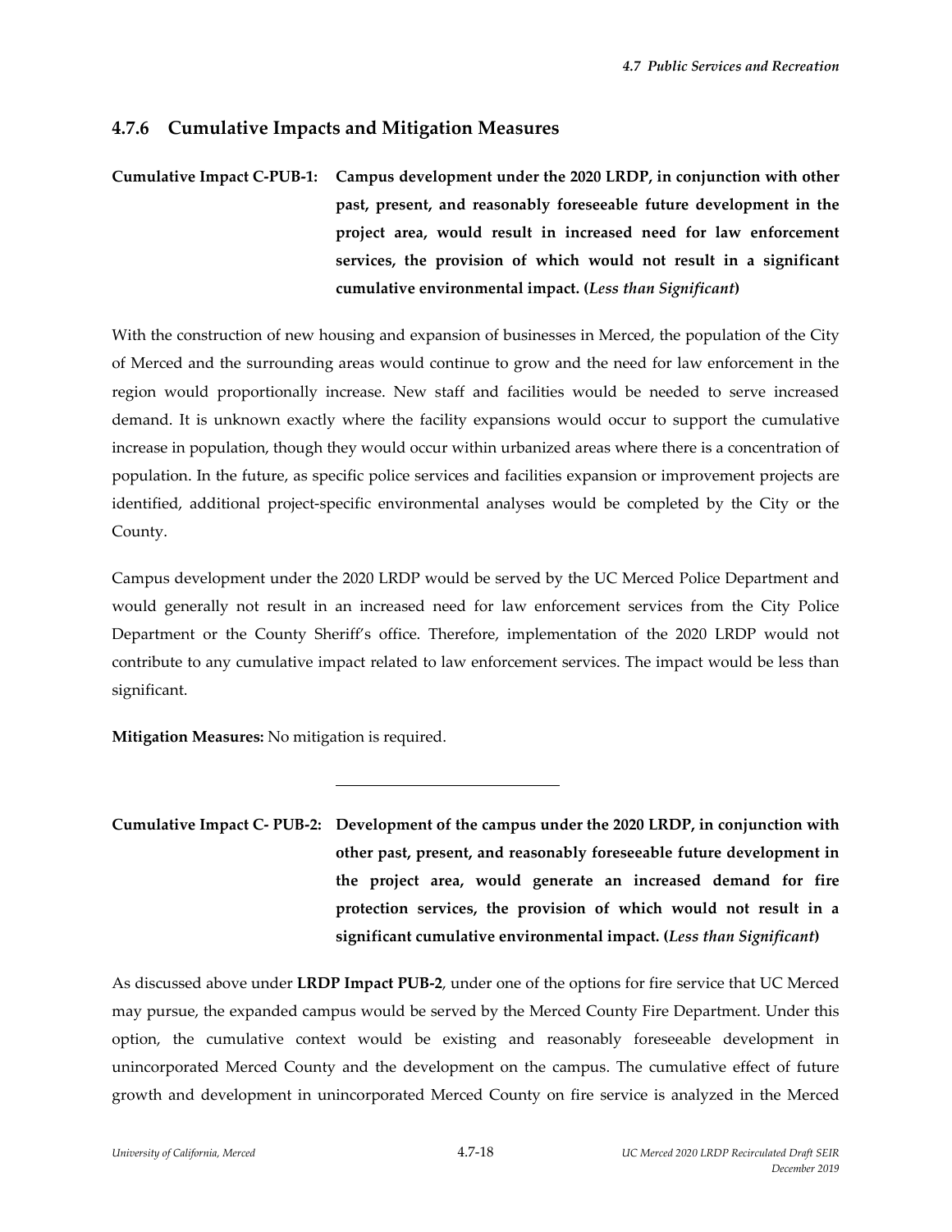## 4.7.6 Cumulative Impacts and Mitigation Measures

**Cumulative Impact C-PUB-1: Campus development under the 2020 LRDP, in conjunction with other past, present, and reasonably foreseeable future development in the project area, would result in increased need for law enforcement services, the provision of which would not result in a significant cumulative environmental impact. (*Less than Significant*)**

With the construction of new housing and expansion of businesses in Merced, the population of the City of Merced and the surrounding areas would continue to grow and the need for law enforcement in the region would proportionally increase. New staff and facilities would be needed to serve increased demand. It is unknown exactly where the facility expansions would occur to support the cumulative increase in population, though they would occur within urbanized areas where there is a concentration of population. In the future, as specific police services and facilities expansion or improvement projects are identified, additional project-specific environmental analyses would be completed by the City or the County.

Campus development under the 2020 LRDP would be served by the UC Merced Police Department and would generally not result in an increased need for law enforcement services from the City Police Department or the County Sheriff's office. Therefore, implementation of the 2020 LRDP would not contribute to any cumulative impact related to law enforcement services. The impact would be less than significant.

**Mitigation Measures:** No mitigation is required.

---

**Cumulative Impact C- PUB-2: Development of the campus under the 2020 LRDP, in conjunction with other past, present, and reasonably foreseeable future development in the project area, would generate an increased demand for fire protection services, the provision of which would not result in a significant cumulative environmental impact. (*Less than Significant*)**

As discussed above under **LRDP Impact PUB-2**, under one of the options for fire service that UC Merced may pursue, the expanded campus would be served by the Merced County Fire Department. Under this option, the cumulative context would be existing and reasonably foreseeable development in unincorporated Merced County and the development on the campus. The cumulative effect of future growth and development in unincorporated Merced County on fire service is analyzed in the Merced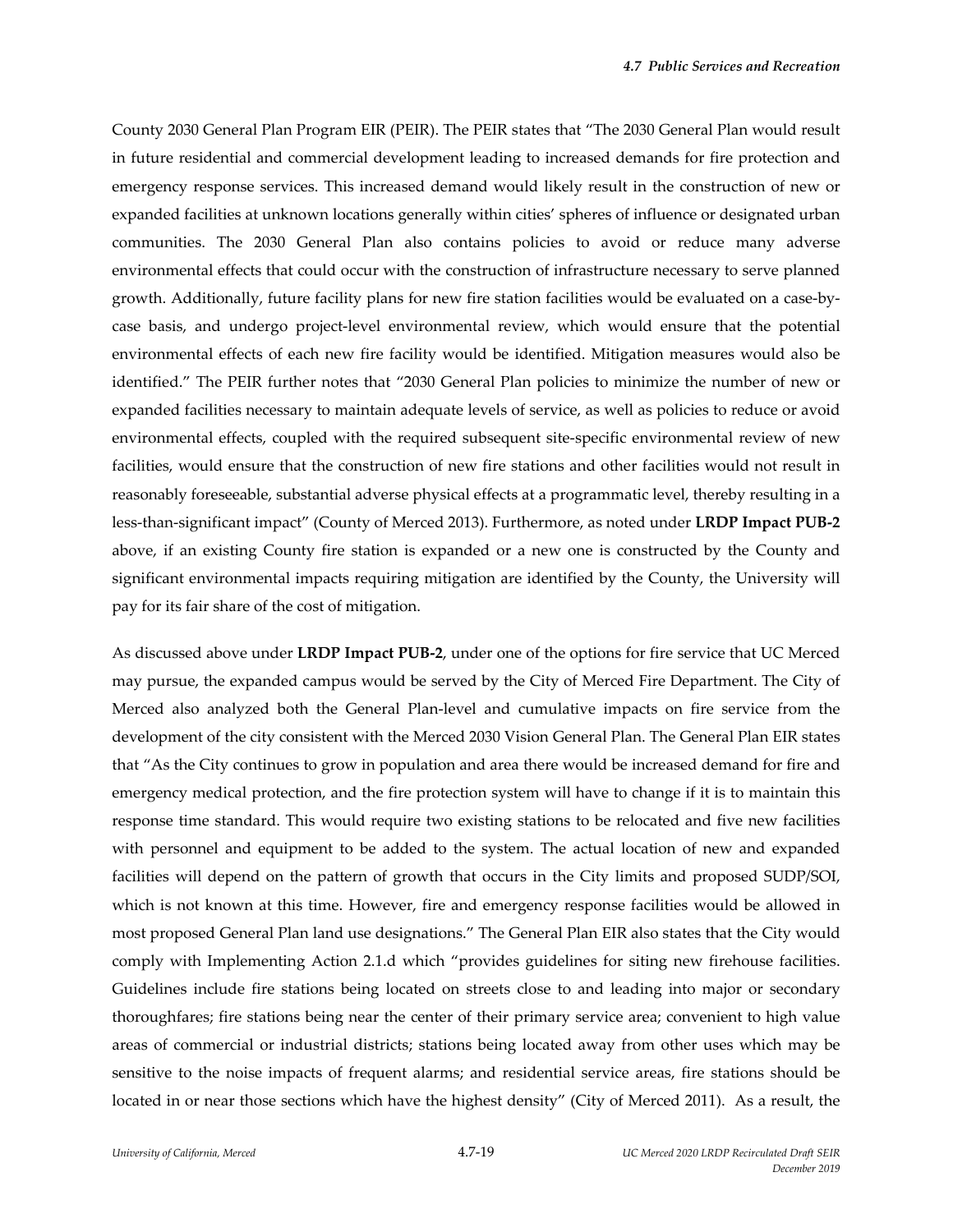County 2030 General Plan Program EIR (PEIR). The PEIR states that "The 2030 General Plan would result in future residential and commercial development leading to increased demands for fire protection and emergency response services. This increased demand would likely result in the construction of new or expanded facilities at unknown locations generally within cities' spheres of influence or designated urban communities. The 2030 General Plan also contains policies to avoid or reduce many adverse environmental effects that could occur with the construction of infrastructure necessary to serve planned growth. Additionally, future facility plans for new fire station facilities would be evaluated on a case-by-case basis, and undergo project-level environmental review, which would ensure that the potential environmental effects of each new fire facility would be identified. Mitigation measures would also be identified." The PEIR further notes that "2030 General Plan policies to minimize the number of new or expanded facilities necessary to maintain adequate levels of service, as well as policies to reduce or avoid environmental effects, coupled with the required subsequent site-specific environmental review of new facilities, would ensure that the construction of new fire stations and other facilities would not result in reasonably foreseeable, substantial adverse physical effects at a programmatic level, thereby resulting in a less-than-significant impact" (County of Merced 2013). Furthermore, as noted under **LRDP Impact PUB-2** above, if an existing County fire station is expanded or a new one is constructed by the County and significant environmental impacts requiring mitigation are identified by the County, the University will pay for its fair share of the cost of mitigation.

As discussed above under **LRDP Impact PUB-2**, under one of the options for fire service that UC Merced may pursue, the expanded campus would be served by the City of Merced Fire Department. The City of Merced also analyzed both the General Plan-level and cumulative impacts on fire service from the development of the city consistent with the Merced 2030 Vision General Plan. The General Plan EIR states that "As the City continues to grow in population and area there would be increased demand for fire and emergency medical protection, and the fire protection system will have to change if it is to maintain this response time standard. This would require two existing stations to be relocated and five new facilities with personnel and equipment to be added to the system. The actual location of new and expanded facilities will depend on the pattern of growth that occurs in the City limits and proposed SUDP/SOI, which is not known at this time. However, fire and emergency response facilities would be allowed in most proposed General Plan land use designations." The General Plan EIR also states that the City would comply with Implementing Action 2.1.d which "provides guidelines for siting new firehouse facilities. Guidelines include fire stations being located on streets close to and leading into major or secondary thoroughfares; fire stations being near the center of their primary service area; convenient to high value areas of commercial or industrial districts; stations being located away from other uses which may be sensitive to the noise impacts of frequent alarms; and residential service areas, fire stations should be located in or near those sections which have the highest density" (City of Merced 2011). As a result, the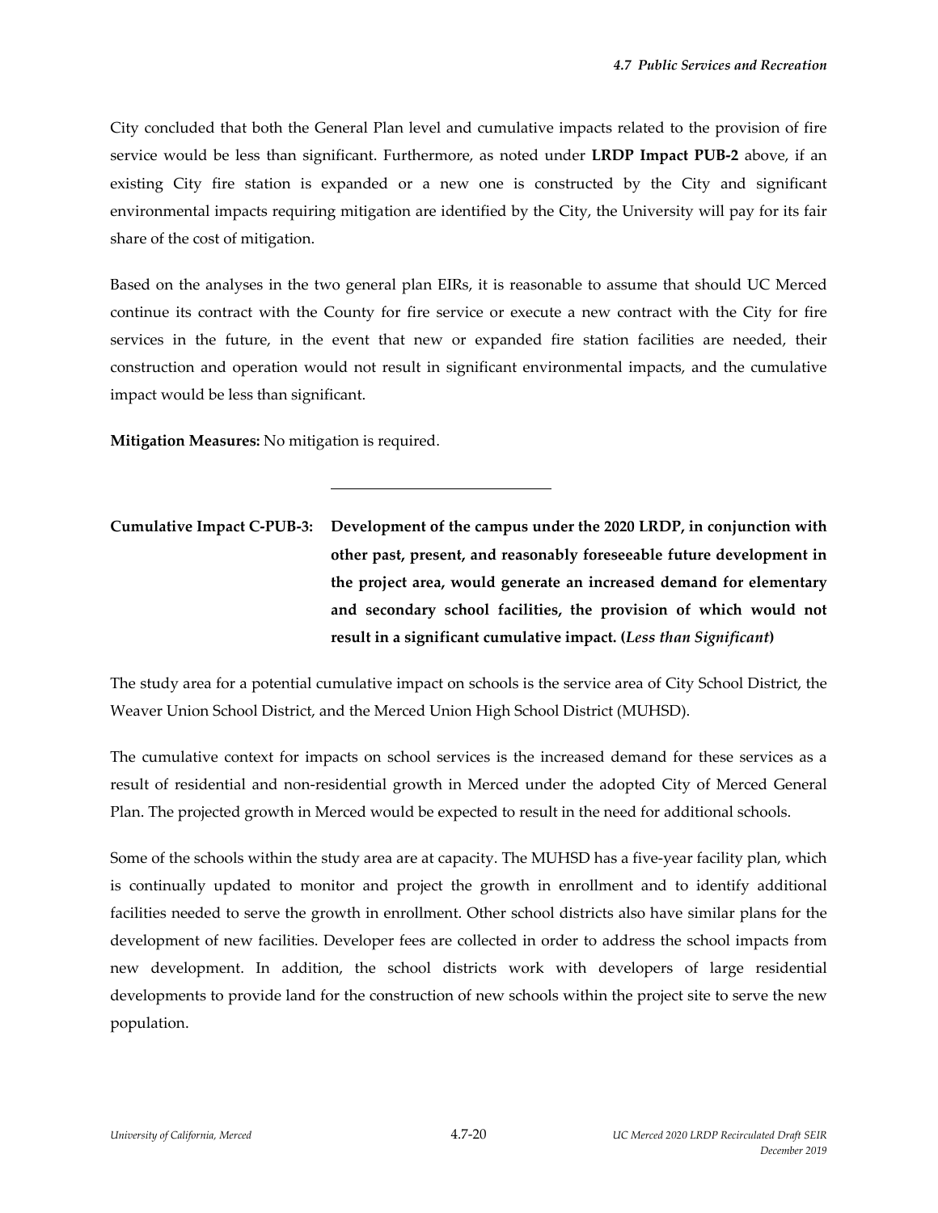City concluded that both the General Plan level and cumulative impacts related to the provision of fire service would be less than significant. Furthermore, as noted under **LRDP Impact PUB-2** above, if an existing City fire station is expanded or a new one is constructed by the City and significant environmental impacts requiring mitigation are identified by the City, the University will pay for its fair share of the cost of mitigation.

Based on the analyses in the two general plan EIRs, it is reasonable to assume that should UC Merced continue its contract with the County for fire service or execute a new contract with the City for fire services in the future, in the event that new or expanded fire station facilities are needed, their construction and operation would not result in significant environmental impacts, and the cumulative impact would be less than significant.

**Mitigation Measures:** No mitigation is required.

---

**Cumulative Impact C-PUB-3: Development of the campus under the 2020 LRDP, in conjunction with other past, present, and reasonably foreseeable future development in the project area, would generate an increased demand for elementary and secondary school facilities, the provision of which would not result in a significant cumulative impact. (*Less than Significant*)**

The study area for a potential cumulative impact on schools is the service area of City School District, the Weaver Union School District, and the Merced Union High School District (MUHSD).

The cumulative context for impacts on school services is the increased demand for these services as a result of residential and non-residential growth in Merced under the adopted City of Merced General Plan. The projected growth in Merced would be expected to result in the need for additional schools.

Some of the schools within the study area are at capacity. The MUHSD has a five-year facility plan, which is continually updated to monitor and project the growth in enrollment and to identify additional facilities needed to serve the growth in enrollment. Other school districts also have similar plans for the development of new facilities. Developer fees are collected in order to address the school impacts from new development. In addition, the school districts work with developers of large residential developments to provide land for the construction of new schools within the project site to serve the new population.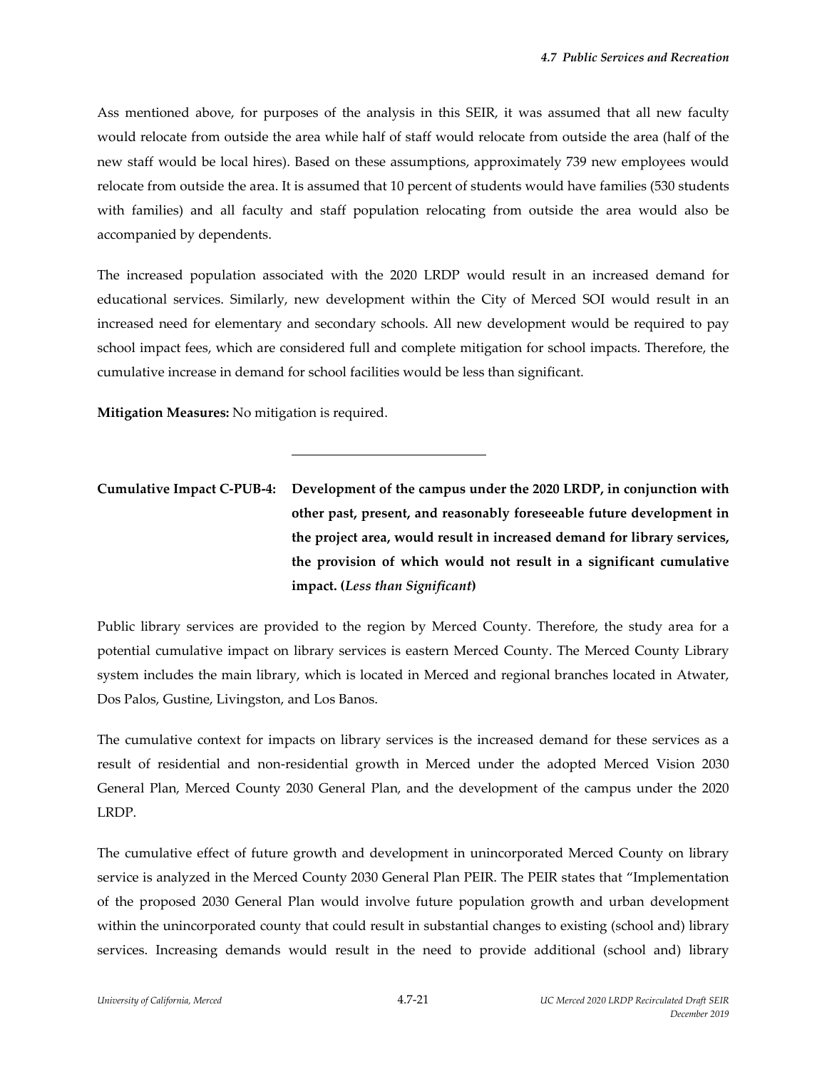Ass mentioned above, for purposes of the analysis in this SEIR, it was assumed that all new faculty would relocate from outside the area while half of staff would relocate from outside the area (half of the new staff would be local hires). Based on these assumptions, approximately 739 new employees would relocate from outside the area. It is assumed that 10 percent of students would have families (530 students with families) and all faculty and staff population relocating from outside the area would also be accompanied by dependents.

The increased population associated with the 2020 LRDP would result in an increased demand for educational services. Similarly, new development within the City of Merced SOI would result in an increased need for elementary and secondary schools. All new development would be required to pay school impact fees, which are considered full and complete mitigation for school impacts. Therefore, the cumulative increase in demand for school facilities would be less than significant.

**Mitigation Measures:** No mitigation is required.

---

**Cumulative Impact C-PUB-4: Development of the campus under the 2020 LRDP, in conjunction with other past, present, and reasonably foreseeable future development in the project area, would result in increased demand for library services, the provision of which would not result in a significant cumulative impact. (*Less than Significant*)**

Public library services are provided to the region by Merced County. Therefore, the study area for a potential cumulative impact on library services is eastern Merced County. The Merced County Library system includes the main library, which is located in Merced and regional branches located in Atwater, Dos Palos, Gustine, Livingston, and Los Banos.

The cumulative context for impacts on library services is the increased demand for these services as a result of residential and non-residential growth in Merced under the adopted Merced Vision 2030 General Plan, Merced County 2030 General Plan, and the development of the campus under the 2020 LRDP.

The cumulative effect of future growth and development in unincorporated Merced County on library service is analyzed in the Merced County 2030 General Plan PEIR. The PEIR states that "Implementation of the proposed 2030 General Plan would involve future population growth and urban development within the unincorporated county that could result in substantial changes to existing (school and) library services. Increasing demands would result in the need to provide additional (school and) library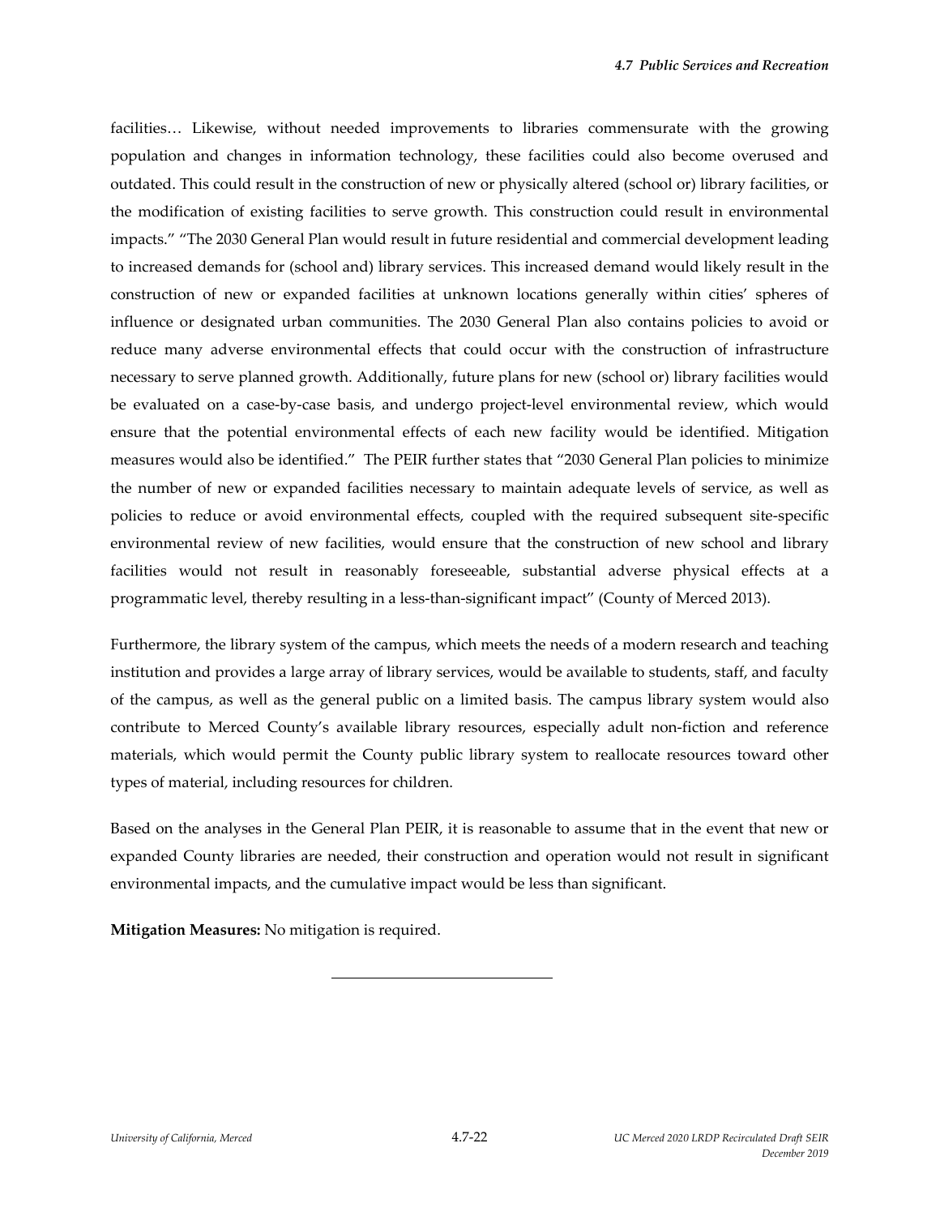facilities… Likewise, without needed improvements to libraries commensurate with the growing population and changes in information technology, these facilities could also become overused and outdated. This could result in the construction of new or physically altered (school or) library facilities, or the modification of existing facilities to serve growth. This construction could result in environmental impacts." "The 2030 General Plan would result in future residential and commercial development leading to increased demands for (school and) library services. This increased demand would likely result in the construction of new or expanded facilities at unknown locations generally within cities' spheres of influence or designated urban communities. The 2030 General Plan also contains policies to avoid or reduce many adverse environmental effects that could occur with the construction of infrastructure necessary to serve planned growth. Additionally, future plans for new (school or) library facilities would be evaluated on a case-by-case basis, and undergo project-level environmental review, which would ensure that the potential environmental effects of each new facility would be identified. Mitigation measures would also be identified." The PEIR further states that "2030 General Plan policies to minimize the number of new or expanded facilities necessary to maintain adequate levels of service, as well as policies to reduce or avoid environmental effects, coupled with the required subsequent site-specific environmental review of new facilities, would ensure that the construction of new school and library facilities would not result in reasonably foreseeable, substantial adverse physical effects at a programmatic level, thereby resulting in a less-than-significant impact" (County of Merced 2013).

Furthermore, the library system of the campus, which meets the needs of a modern research and teaching institution and provides a large array of library services, would be available to students, staff, and faculty of the campus, as well as the general public on a limited basis. The campus library system would also contribute to Merced County's available library resources, especially adult non-fiction and reference materials, which would permit the County public library system to reallocate resources toward other types of material, including resources for children.

Based on the analyses in the General Plan PEIR, it is reasonable to assume that in the event that new or expanded County libraries are needed, their construction and operation would not result in significant environmental impacts, and the cumulative impact would be less than significant.

**Mitigation Measures:** No mitigation is required.

---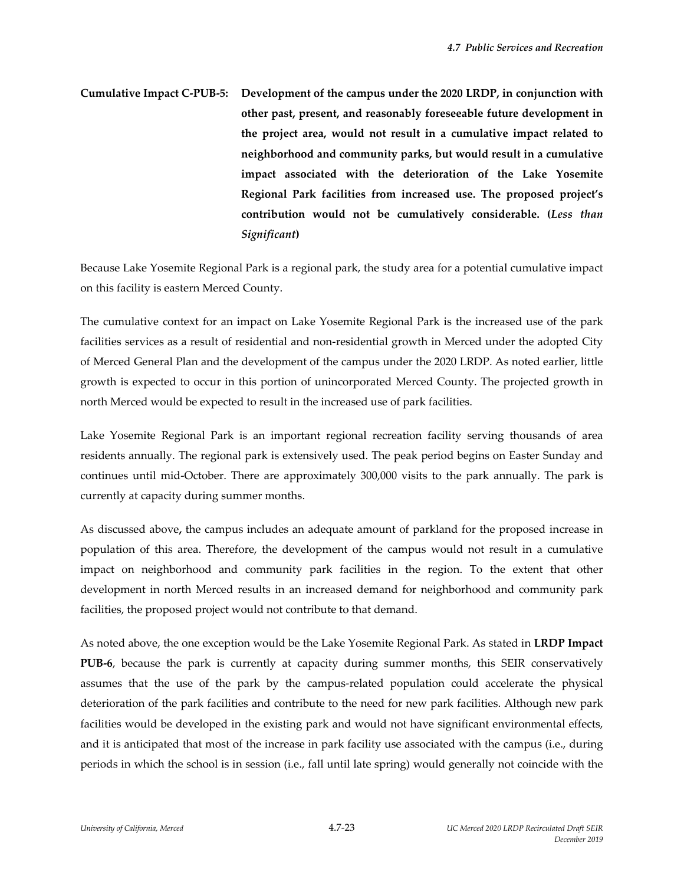**Cumulative Impact C-PUB-5: Development of the campus under the 2020 LRDP, in conjunction with other past, present, and reasonably foreseeable future development in the project area, would not result in a cumulative impact related to neighborhood and community parks, but would result in a cumulative impact associated with the deterioration of the Lake Yosemite Regional Park facilities from increased use. The proposed project's contribution would not be cumulatively considerable. (*Less than Significant*)**

Because Lake Yosemite Regional Park is a regional park, the study area for a potential cumulative impact on this facility is eastern Merced County.

The cumulative context for an impact on Lake Yosemite Regional Park is the increased use of the park facilities services as a result of residential and non-residential growth in Merced under the adopted City of Merced General Plan and the development of the campus under the 2020 LRDP. As noted earlier, little growth is expected to occur in this portion of unincorporated Merced County. The projected growth in north Merced would be expected to result in the increased use of park facilities.

Lake Yosemite Regional Park is an important regional recreation facility serving thousands of area residents annually. The regional park is extensively used. The peak period begins on Easter Sunday and continues until mid-October. There are approximately 300,000 visits to the park annually. The park is currently at capacity during summer months.

As discussed above**,** the campus includes an adequate amount of parkland for the proposed increase in population of this area. Therefore, the development of the campus would not result in a cumulative impact on neighborhood and community park facilities in the region. To the extent that other development in north Merced results in an increased demand for neighborhood and community park facilities, the proposed project would not contribute to that demand.

As noted above, the one exception would be the Lake Yosemite Regional Park. As stated in **LRDP Impact PUB-6**, because the park is currently at capacity during summer months, this SEIR conservatively assumes that the use of the park by the campus-related population could accelerate the physical deterioration of the park facilities and contribute to the need for new park facilities. Although new park facilities would be developed in the existing park and would not have significant environmental effects, and it is anticipated that most of the increase in park facility use associated with the campus (i.e., during periods in which the school is in session (i.e., fall until late spring) would generally not coincide with the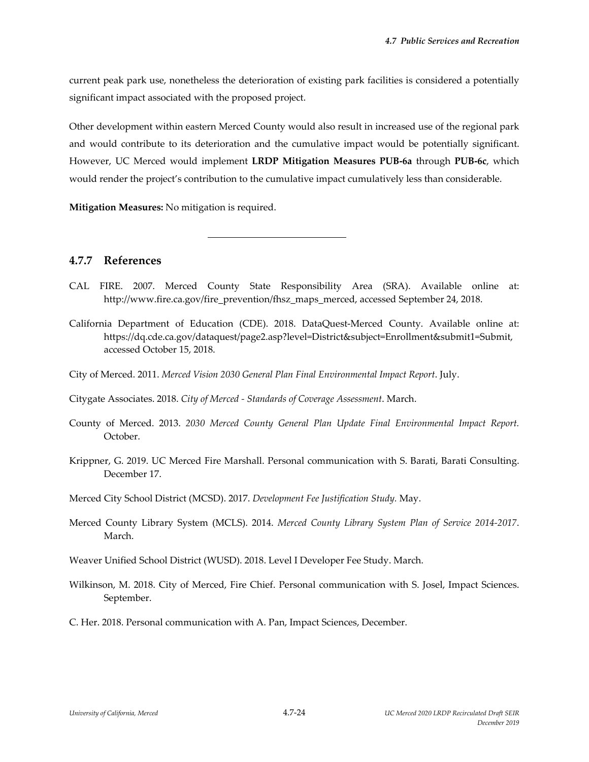current peak park use, nonetheless the deterioration of existing park facilities is considered a potentially significant impact associated with the proposed project.

Other development within eastern Merced County would also result in increased use of the regional park and would contribute to its deterioration and the cumulative impact would be potentially significant. However, UC Merced would implement **LRDP Mitigation Measures PUB-6a** through **PUB-6c**, which would render the project's contribution to the cumulative impact cumulatively less than considerable.

**Mitigation Measures:** No mitigation is required.

---

### 4.7.7 References

CAL FIRE. 2007. Merced County State Responsibility Area (SRA). Available online at: http://www.fire.ca.gov/fire_prevention/fhsz_maps_merced, accessed September 24, 2018.

California Department of Education (CDE). 2018. DataQuest-Merced County. Available online at: https://dq.cde.ca.gov/dataquest/page2.asp?level=District&subject=Enrollment&submit1=Submit, accessed October 15, 2018.

City of Merced. 2011. *Merced Vision 2030 General Plan Final Environmental Impact Report*. July.

Citygate Associates. 2018. *City of Merced - Standards of Coverage Assessment*. March.

County of Merced. 2013. *2030 Merced County General Plan Update Final Environmental Impact Report.* October.

Krippner, G. 2019. UC Merced Fire Marshall. Personal communication with S. Barati, Barati Consulting. December 17.

Merced City School District (MCSD). 2017. *Development Fee Justification Study.* May.

Merced County Library System (MCLS). 2014. *Merced County Library System Plan of Service 2014-2017*. March.

Weaver Unified School District (WUSD). 2018. Level I Developer Fee Study. March.

Wilkinson, M. 2018. City of Merced, Fire Chief. Personal communication with S. Josel, Impact Sciences. September.

C. Her. 2018. Personal communication with A. Pan, Impact Sciences, December.